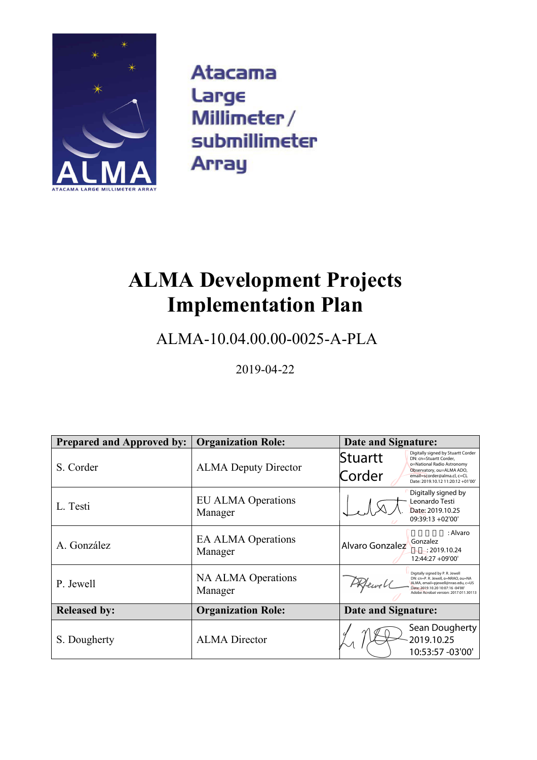Atacama
Large
Millimeter /
submillimeter
Array

# ALMA Development Projects Implementation Plan

ALMA-10.04.00.00-0025-A-PLA

2019-04-22

| Prepared and Approved by: | Organization Role: | Date and Signature: |
|---|---|---|
| S. Corder | ALMA Deputy Director | Stuartt Corder Digitally signed by Stuartt Corder DN: cn=Stuartt Corder, o=National Radio Astronomy Observatory, ou=ALMA ADO, email=scorder@alma.cl, c=CL Date: 2019.10.12 11:20:12 +01'00' |
| L. Testi | EU ALMA Operations Manager | Digitally signed by Leonardo Testi Date: 2019.10.25 09:39:13 +02'00' |
| A. González | EA ALMA Operations Manager | Alvaro Gonzalez : Alvaro Gonzalez : 2019.10.24 12:44:27 +09'00' |
| P. Jewell | NA ALMA Operations Manager | Digitally signed by P. R. Jewell DN: cn=P. R. Jewell, o=NRAO, ou=NA ALMA, email=pjewell@nrao.edu, c=US Date: 2019.10.20 10:07:16 -04'00' Adobe Acrobat version: 2017.011.30113 |
| **Released by:** | **Organization Role:** | **Date and Signature:** |
| S. Dougherty | ALMA Director | Sean Dougherty 2019.10.25 10:53:57 -03'00' |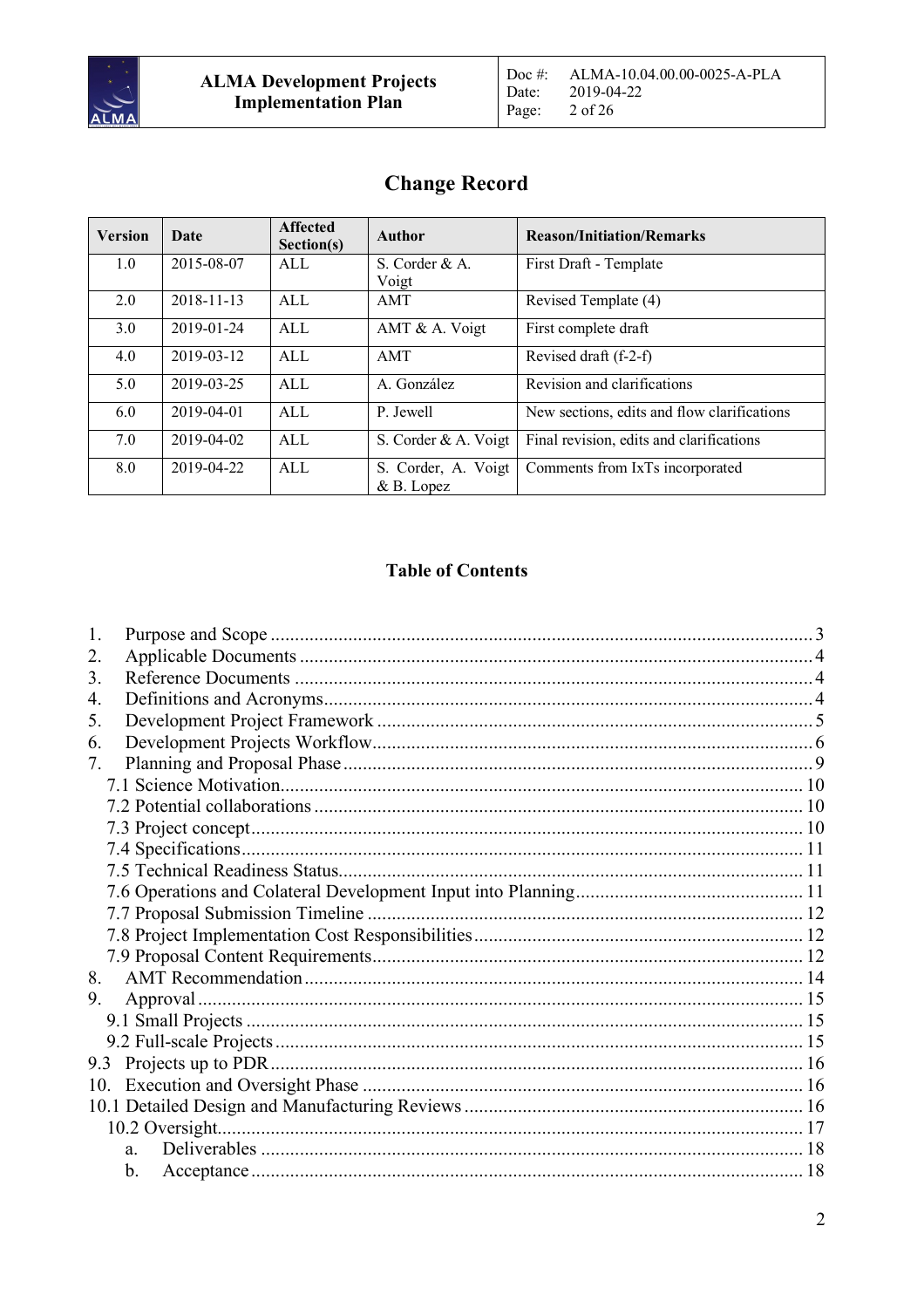## Change Record

| Version | Date | Affected Section(s) | Author | Reason/Initiation/Remarks |
|---|---|---|---|---|
| 1.0 | 2015-08-07 | ALL | S. Corder & A. Voigt | First Draft - Template |
| 2.0 | 2018-11-13 | ALL | AMT | Revised Template (4) |
| 3.0 | 2019-01-24 | ALL | AMT & A. Voigt | First complete draft |
| 4.0 | 2019-03-12 | ALL | AMT | Revised draft (f-2-f) |
| 5.0 | 2019-03-25 | ALL | A. González | Revision and clarifications |
| 6.0 | 2019-04-01 | ALL | P. Jewell | New sections, edits and flow clarifications |
| 7.0 | 2019-04-02 | ALL | S. Corder & A. Voigt | Final revision, edits and clarifications |
| 8.0 | 2019-04-22 | ALL | S. Corder, A. Voigt & B. Lopez | Comments from IxTs incorporated |

## Table of Contents

1. Purpose and Scope ........ 3
2. Applicable Documents ........ 4
3. Reference Documents ........ 4
4. Definitions and Acronyms ........ 4
5. Development Project Framework ........ 5
6. Development Projects Workflow ........ 6
7. Planning and Proposal Phase ........ 9
   - 7.1 Science Motivation ........ 10
   - 7.2 Potential collaborations ........ 10
   - 7.3 Project concept ........ 10
   - 7.4 Specifications ........ 11
   - 7.5 Technical Readiness Status ........ 11
   - 7.6 Operations and Colateral Development Input into Planning ........ 11
   - 7.7 Proposal Submission Timeline ........ 12
   - 7.8 Project Implementation Cost Responsibilities ........ 12
   - 7.9 Proposal Content Requirements ........ 12
8. AMT Recommendation ........ 14
9. Approval ........ 15
   - 9.1 Small Projects ........ 15
   - 9.2 Full-scale Projects ........ 15

9.3 Projects up to PDR ........ 16

10. Execution and Oversight Phase ........ 16

10.1 Detailed Design and Manufacturing Reviews ........ 16

   - 10.2 Oversight ........ 17
     - a. Deliverables ........ 18
     - b. Acceptance ........ 18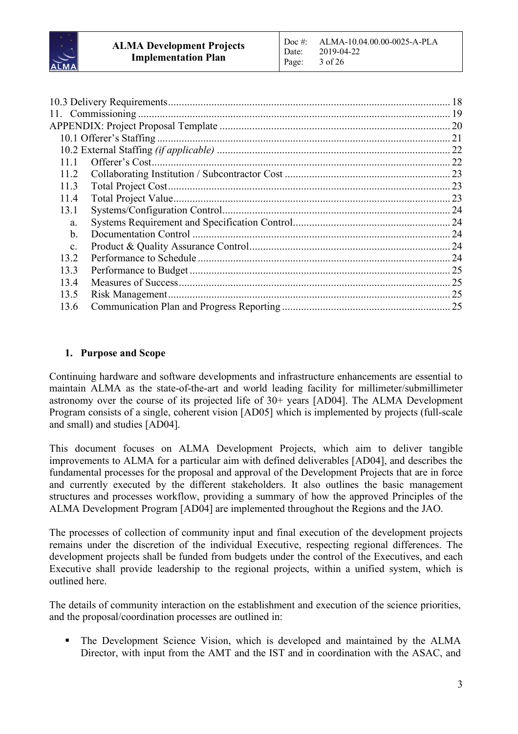10.3 Delivery Requirements ........................................................................................................ 18
11. Commissioning ........................................................................................................................ 19
APPENDIX: Project Proposal Template ........................................................................................ 20
10.1 Offerer's Staffing ................................................................................................................ 21
10.2 External Staffing *(if applicable)* ........................................................................................... 22
11.1 Offerer's Cost ............................................................................................................................ 22
11.2 Collaborating Institution / Subcontractor Cost ......................................................................... 23
11.3 Total Project Cost ...................................................................................................................... 23
11.4 Total Project Value .................................................................................................................... 23
13.1 Systems/Configuration Control .................................................................................................. 24
a. Systems Requirement and Specification Control ......................................................................... 24
b. Documentation Control .............................................................................................................. 24
c. Product & Quality Assurance Control ......................................................................................... 24
13.2 Performance to Schedule ........................................................................................................... 24
13.3 Performance to Budget .............................................................................................................. 25
13.4 Measures of Success .................................................................................................................. 25
13.5 Risk Management ...................................................................................................................... 25
13.6 Communication Plan and Progress Reporting ............................................................................ 25

## 1. Purpose and Scope

Continuing hardware and software developments and infrastructure enhancements are essential to maintain ALMA as the state-of-the-art and world leading facility for millimeter/submillimeter astronomy over the course of its projected life of 30+ years [AD04]. The ALMA Development Program consists of a single, coherent vision [AD05] which is implemented by projects (full-scale and small) and studies [AD04].

This document focuses on ALMA Development Projects, which aim to deliver tangible improvements to ALMA for a particular aim with defined deliverables [AD04], and describes the fundamental processes for the proposal and approval of the Development Projects that are in force and currently executed by the different stakeholders. It also outlines the basic management structures and processes workflow, providing a summary of how the approved Principles of the ALMA Development Program [AD04] are implemented throughout the Regions and the JAO.

The processes of collection of community input and final execution of the development projects remains under the discretion of the individual Executive, respecting regional differences. The development projects shall be funded from budgets under the control of the Executives, and each Executive shall provide leadership to the regional projects, within a unified system, which is outlined here.

The details of community interaction on the establishment and execution of the science priorities, and the proposal/coordination processes are outlined in:

- The Development Science Vision, which is developed and maintained by the ALMA Director, with input from the AMT and the IST and in coordination with the ASAC, and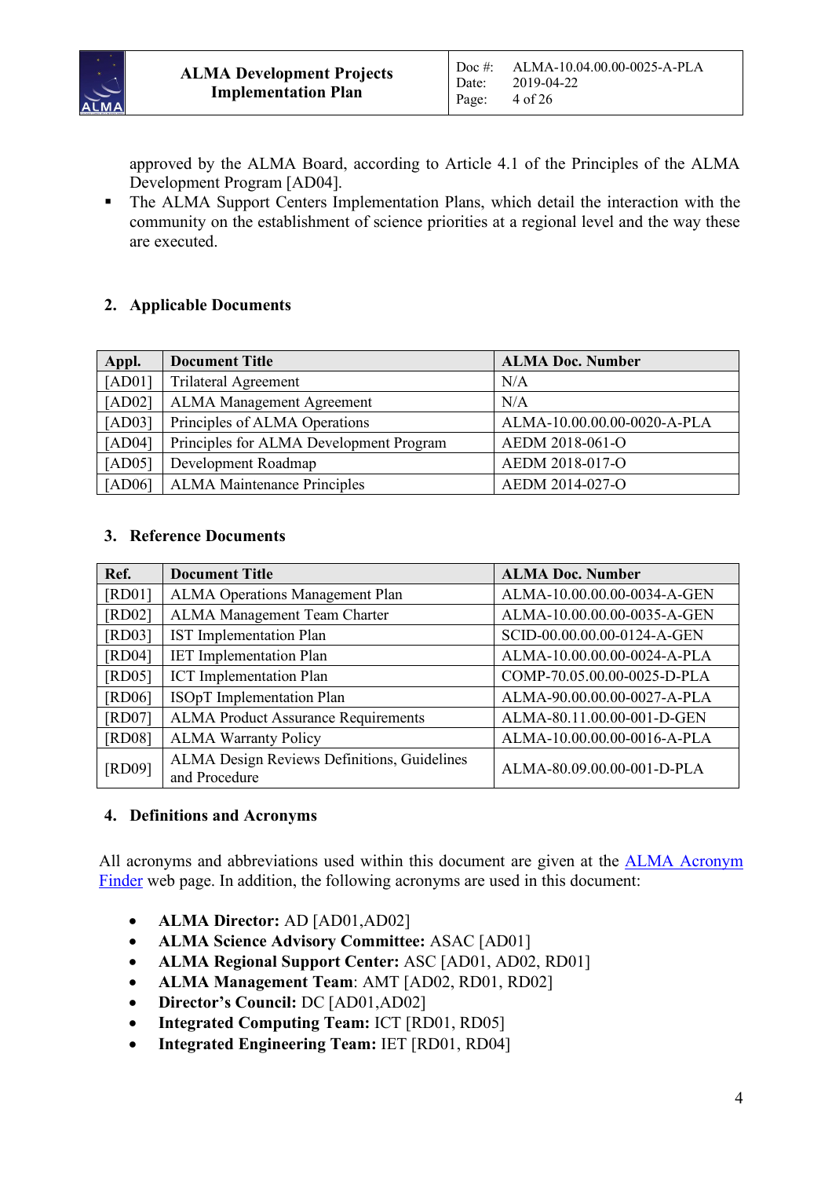approved by the ALMA Board, according to Article 4.1 of the Principles of the ALMA Development Program [AD04].

- The ALMA Support Centers Implementation Plans, which detail the interaction with the community on the establishment of science priorities at a regional level and the way these are executed.

## 2. Applicable Documents

| Appl. | Document Title | ALMA Doc. Number |
|---|---|---|
| [AD01] | Trilateral Agreement | N/A |
| [AD02] | ALMA Management Agreement | N/A |
| [AD03] | Principles of ALMA Operations | ALMA-10.00.00.00-0020-A-PLA |
| [AD04] | Principles for ALMA Development Program | AEDM 2018-061-O |
| [AD05] | Development Roadmap | AEDM 2018-017-O |
| [AD06] | ALMA Maintenance Principles | AEDM 2014-027-O |

## 3. Reference Documents

| Ref. | Document Title | ALMA Doc. Number |
|---|---|---|
| [RD01] | ALMA Operations Management Plan | ALMA-10.00.00.00-0034-A-GEN |
| [RD02] | ALMA Management Team Charter | ALMA-10.00.00.00-0035-A-GEN |
| [RD03] | IST Implementation Plan | SCID-00.00.00.00-0124-A-GEN |
| [RD04] | IET Implementation Plan | ALMA-10.00.00.00-0024-A-PLA |
| [RD05] | ICT Implementation Plan | COMP-70.05.00.00-0025-D-PLA |
| [RD06] | ISOpT Implementation Plan | ALMA-90.00.00.00-0027-A-PLA |
| [RD07] | ALMA Product Assurance Requirements | ALMA-80.11.00.00-001-D-GEN |
| [RD08] | ALMA Warranty Policy | ALMA-10.00.00.00-0016-A-PLA |
| [RD09] | ALMA Design Reviews Definitions, Guidelines and Procedure | ALMA-80.09.00.00-001-D-PLA |

## 4. Definitions and Acronyms

All acronyms and abbreviations used within this document are given at the ALMA Acronym Finder web page. In addition, the following acronyms are used in this document:

- **ALMA Director:** AD [AD01,AD02]
- **ALMA Science Advisory Committee:** ASAC [AD01]
- **ALMA Regional Support Center:** ASC [AD01, AD02, RD01]
- **ALMA Management Team**: AMT [AD02, RD01, RD02]
- **Director's Council:** DC [AD01,AD02]
- **Integrated Computing Team:** ICT [RD01, RD05]
- **Integrated Engineering Team:** IET [RD01, RD04]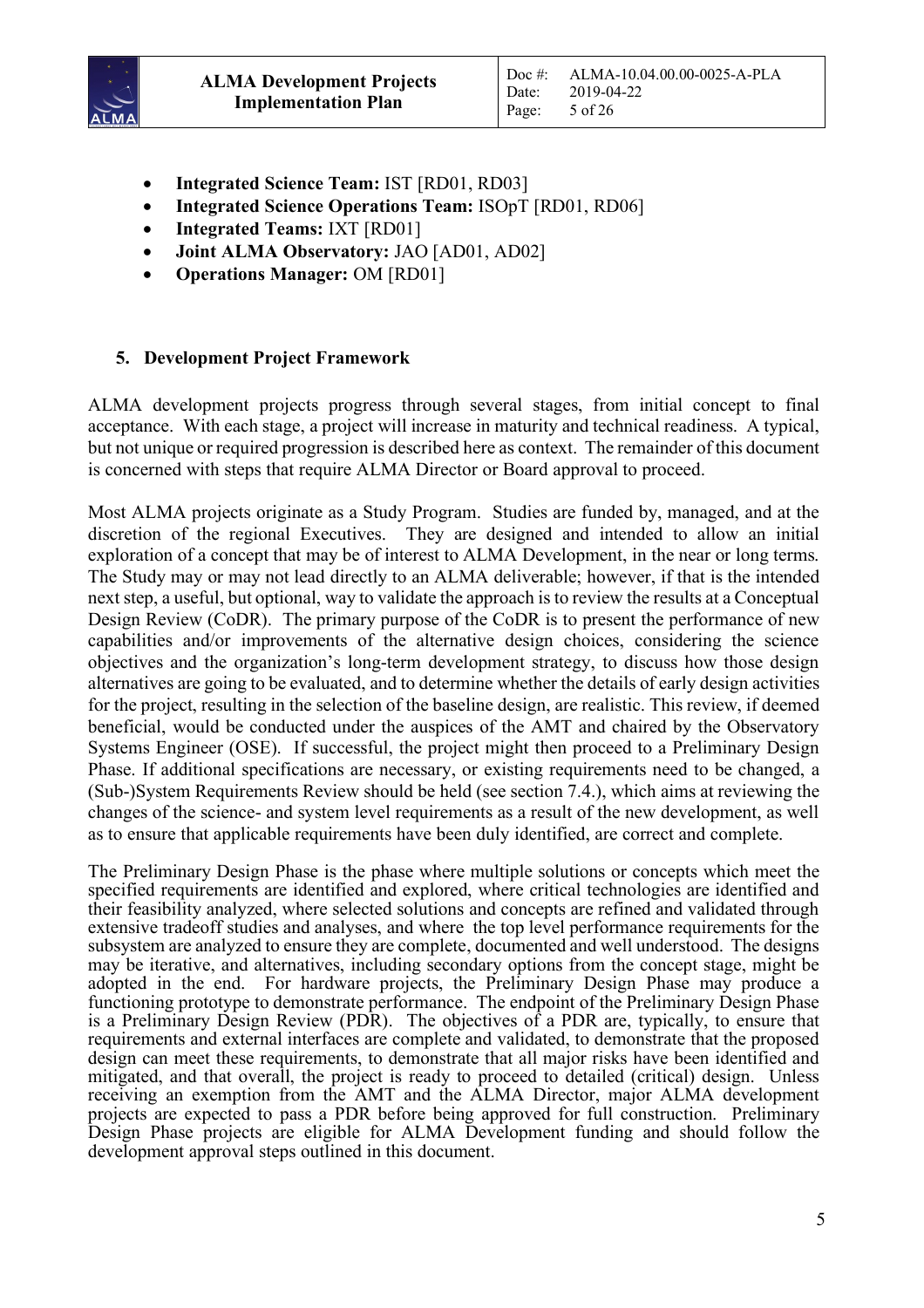- **Integrated Science Team:** IST [RD01, RD03]
- **Integrated Science Operations Team:** ISOpT [RD01, RD06]
- **Integrated Teams:** IXT [RD01]
- **Joint ALMA Observatory:** JAO [AD01, AD02]
- **Operations Manager:** OM [RD01]

## 5. Development Project Framework

ALMA development projects progress through several stages, from initial concept to final acceptance. With each stage, a project will increase in maturity and technical readiness. A typical, but not unique or required progression is described here as context. The remainder of this document is concerned with steps that require ALMA Director or Board approval to proceed.

Most ALMA projects originate as a Study Program. Studies are funded by, managed, and at the discretion of the regional Executives. They are designed and intended to allow an initial exploration of a concept that may be of interest to ALMA Development, in the near or long terms. The Study may or may not lead directly to an ALMA deliverable; however, if that is the intended next step, a useful, but optional, way to validate the approach is to review the results at a Conceptual Design Review (CoDR). The primary purpose of the CoDR is to present the performance of new capabilities and/or improvements of the alternative design choices, considering the science objectives and the organization's long-term development strategy, to discuss how those design alternatives are going to be evaluated, and to determine whether the details of early design activities for the project, resulting in the selection of the baseline design, are realistic. This review, if deemed beneficial, would be conducted under the auspices of the AMT and chaired by the Observatory Systems Engineer (OSE). If successful, the project might then proceed to a Preliminary Design Phase. If additional specifications are necessary, or existing requirements need to be changed, a (Sub-)System Requirements Review should be held (see section 7.4.), which aims at reviewing the changes of the science- and system level requirements as a result of the new development, as well as to ensure that applicable requirements have been duly identified, are correct and complete.

The Preliminary Design Phase is the phase where multiple solutions or concepts which meet the specified requirements are identified and explored, where critical technologies are identified and their feasibility analyzed, where selected solutions and concepts are refined and validated through extensive tradeoff studies and analyses, and where the top level performance requirements for the subsystem are analyzed to ensure they are complete, documented and well understood. The designs may be iterative, and alternatives, including secondary options from the concept stage, might be adopted in the end. For hardware projects, the Preliminary Design Phase may produce a functioning prototype to demonstrate performance. The endpoint of the Preliminary Design Phase is a Preliminary Design Review (PDR). The objectives of a PDR are, typically, to ensure that requirements and external interfaces are complete and validated, to demonstrate that the proposed design can meet these requirements, to demonstrate that all major risks have been identified and mitigated, and that overall, the project is ready to proceed to detailed (critical) design. Unless receiving an exemption from the AMT and the ALMA Director, major ALMA development projects are expected to pass a PDR before being approved for full construction. Preliminary Design Phase projects are eligible for ALMA Development funding and should follow the development approval steps outlined in this document.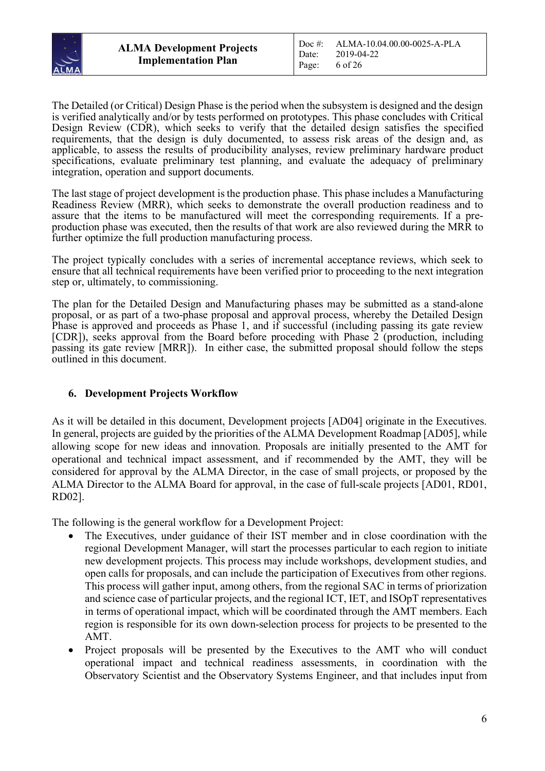The Detailed (or Critical) Design Phase is the period when the subsystem is designed and the design is verified analytically and/or by tests performed on prototypes. This phase concludes with Critical Design Review (CDR), which seeks to verify that the detailed design satisfies the specified requirements, that the design is duly documented, to assess risk areas of the design and, as applicable, to assess the results of producibility analyses, review preliminary hardware product specifications, evaluate preliminary test planning, and evaluate the adequacy of preliminary integration, operation and support documents.

The last stage of project development is the production phase. This phase includes a Manufacturing Readiness Review (MRR), which seeks to demonstrate the overall production readiness and to assure that the items to be manufactured will meet the corresponding requirements. If a pre-production phase was executed, then the results of that work are also reviewed during the MRR to further optimize the full production manufacturing process.

The project typically concludes with a series of incremental acceptance reviews, which seek to ensure that all technical requirements have been verified prior to proceeding to the next integration step or, ultimately, to commissioning.

The plan for the Detailed Design and Manufacturing phases may be submitted as a stand-alone proposal, or as part of a two-phase proposal and approval process, whereby the Detailed Design Phase is approved and proceeds as Phase 1, and if successful (including passing its gate review [CDR]), seeks approval from the Board before proceding with Phase 2 (production, including passing its gate review [MRR]). In either case, the submitted proposal should follow the steps outlined in this document.

## 6. Development Projects Workflow

As it will be detailed in this document, Development projects [AD04] originate in the Executives. In general, projects are guided by the priorities of the ALMA Development Roadmap [AD05], while allowing scope for new ideas and innovation. Proposals are initially presented to the AMT for operational and technical impact assessment, and if recommended by the AMT, they will be considered for approval by the ALMA Director, in the case of small projects, or proposed by the ALMA Director to the ALMA Board for approval, in the case of full-scale projects [AD01, RD01, RD02].

The following is the general workflow for a Development Project:

- The Executives, under guidance of their IST member and in close coordination with the regional Development Manager, will start the processes particular to each region to initiate new development projects. This process may include workshops, development studies, and open calls for proposals, and can include the participation of Executives from other regions. This process will gather input, among others, from the regional SAC in terms of priorization and science case of particular projects, and the regional ICT, IET, and ISOpT representatives in terms of operational impact, which will be coordinated through the AMT members. Each region is responsible for its own down-selection process for projects to be presented to the AMT.
- Project proposals will be presented by the Executives to the AMT who will conduct operational impact and technical readiness assessments, in coordination with the Observatory Scientist and the Observatory Systems Engineer, and that includes input from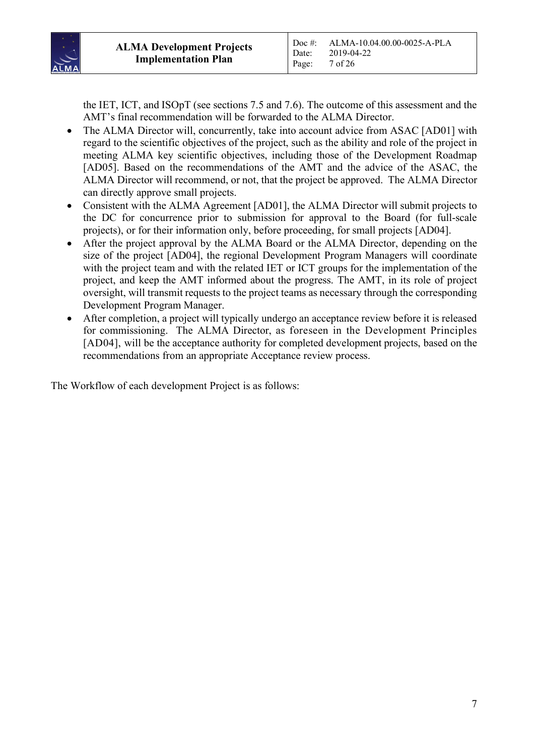the IET, ICT, and ISOpT (see sections 7.5 and 7.6). The outcome of this assessment and the AMT's final recommendation will be forwarded to the ALMA Director.

- The ALMA Director will, concurrently, take into account advice from ASAC [AD01] with regard to the scientific objectives of the project, such as the ability and role of the project in meeting ALMA key scientific objectives, including those of the Development Roadmap [AD05]. Based on the recommendations of the AMT and the advice of the ASAC, the ALMA Director will recommend, or not, that the project be approved. The ALMA Director can directly approve small projects.
- Consistent with the ALMA Agreement [AD01], the ALMA Director will submit projects to the DC for concurrence prior to submission for approval to the Board (for full-scale projects), or for their information only, before proceeding, for small projects [AD04].
- After the project approval by the ALMA Board or the ALMA Director, depending on the size of the project [AD04], the regional Development Program Managers will coordinate with the project team and with the related IET or ICT groups for the implementation of the project, and keep the AMT informed about the progress. The AMT, in its role of project oversight, will transmit requests to the project teams as necessary through the corresponding Development Program Manager.
- After completion, a project will typically undergo an acceptance review before it is released for commissioning. The ALMA Director, as foreseen in the Development Principles [AD04], will be the acceptance authority for completed development projects, based on the recommendations from an appropriate Acceptance review process.

The Workflow of each development Project is as follows: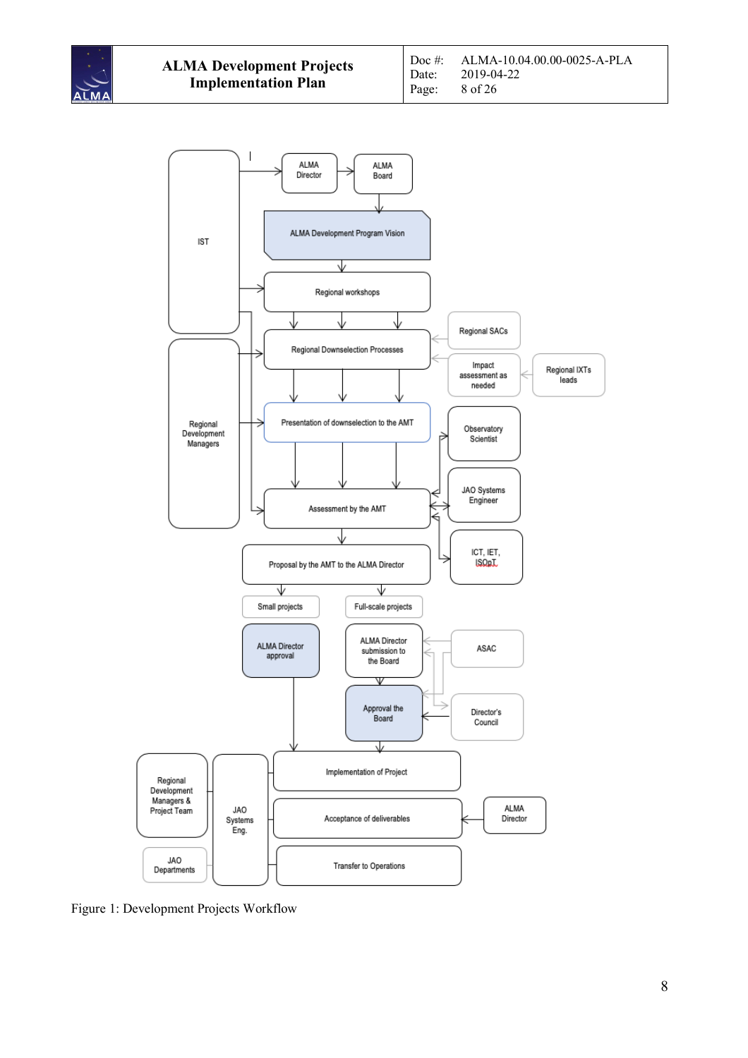Figure 1: Development Projects Workflow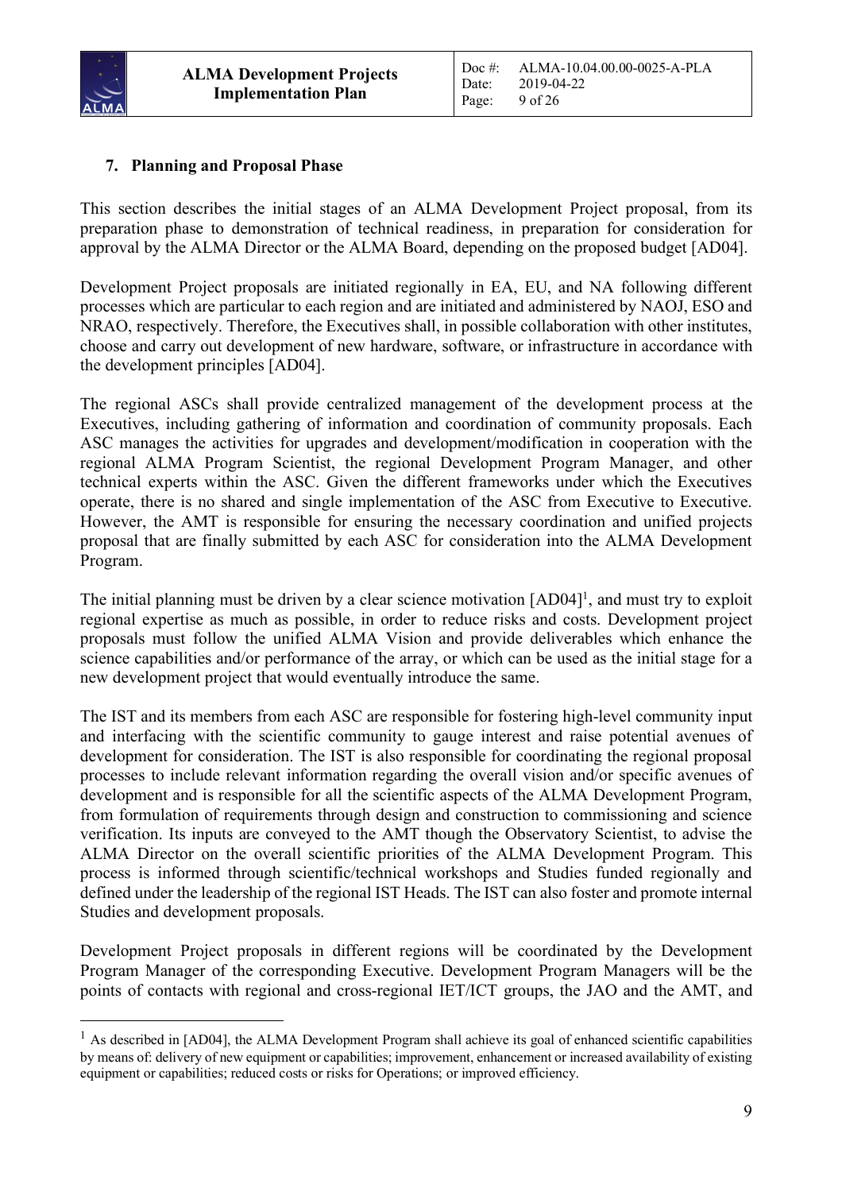## 7. Planning and Proposal Phase

This section describes the initial stages of an ALMA Development Project proposal, from its preparation phase to demonstration of technical readiness, in preparation for consideration for approval by the ALMA Director or the ALMA Board, depending on the proposed budget [AD04].

Development Project proposals are initiated regionally in EA, EU, and NA following different processes which are particular to each region and are initiated and administered by NAOJ, ESO and NRAO, respectively. Therefore, the Executives shall, in possible collaboration with other institutes, choose and carry out development of new hardware, software, or infrastructure in accordance with the development principles [AD04].

The regional ASCs shall provide centralized management of the development process at the Executives, including gathering of information and coordination of community proposals. Each ASC manages the activities for upgrades and development/modification in cooperation with the regional ALMA Program Scientist, the regional Development Program Manager, and other technical experts within the ASC. Given the different frameworks under which the Executives operate, there is no shared and single implementation of the ASC from Executive to Executive. However, the AMT is responsible for ensuring the necessary coordination and unified projects proposal that are finally submitted by each ASC for consideration into the ALMA Development Program.

The initial planning must be driven by a clear science motivation [AD04][1], and must try to exploit regional expertise as much as possible, in order to reduce risks and costs. Development project proposals must follow the unified ALMA Vision and provide deliverables which enhance the science capabilities and/or performance of the array, or which can be used as the initial stage for a new development project that would eventually introduce the same.

The IST and its members from each ASC are responsible for fostering high-level community input and interfacing with the scientific community to gauge interest and raise potential avenues of development for consideration. The IST is also responsible for coordinating the regional proposal processes to include relevant information regarding the overall vision and/or specific avenues of development and is responsible for all the scientific aspects of the ALMA Development Program, from formulation of requirements through design and construction to commissioning and science verification. Its inputs are conveyed to the AMT though the Observatory Scientist, to advise the ALMA Director on the overall scientific priorities of the ALMA Development Program. This process is informed through scientific/technical workshops and Studies funded regionally and defined under the leadership of the regional IST Heads. The IST can also foster and promote internal Studies and development proposals.

Development Project proposals in different regions will be coordinated by the Development Program Manager of the corresponding Executive. Development Program Managers will be the points of contacts with regional and cross-regional IET/ICT groups, the JAO and the AMT, and

[1] As described in [AD04], the ALMA Development Program shall achieve its goal of enhanced scientific capabilities by means of: delivery of new equipment or capabilities; improvement, enhancement or increased availability of existing equipment or capabilities; reduced costs or risks for Operations; or improved efficiency.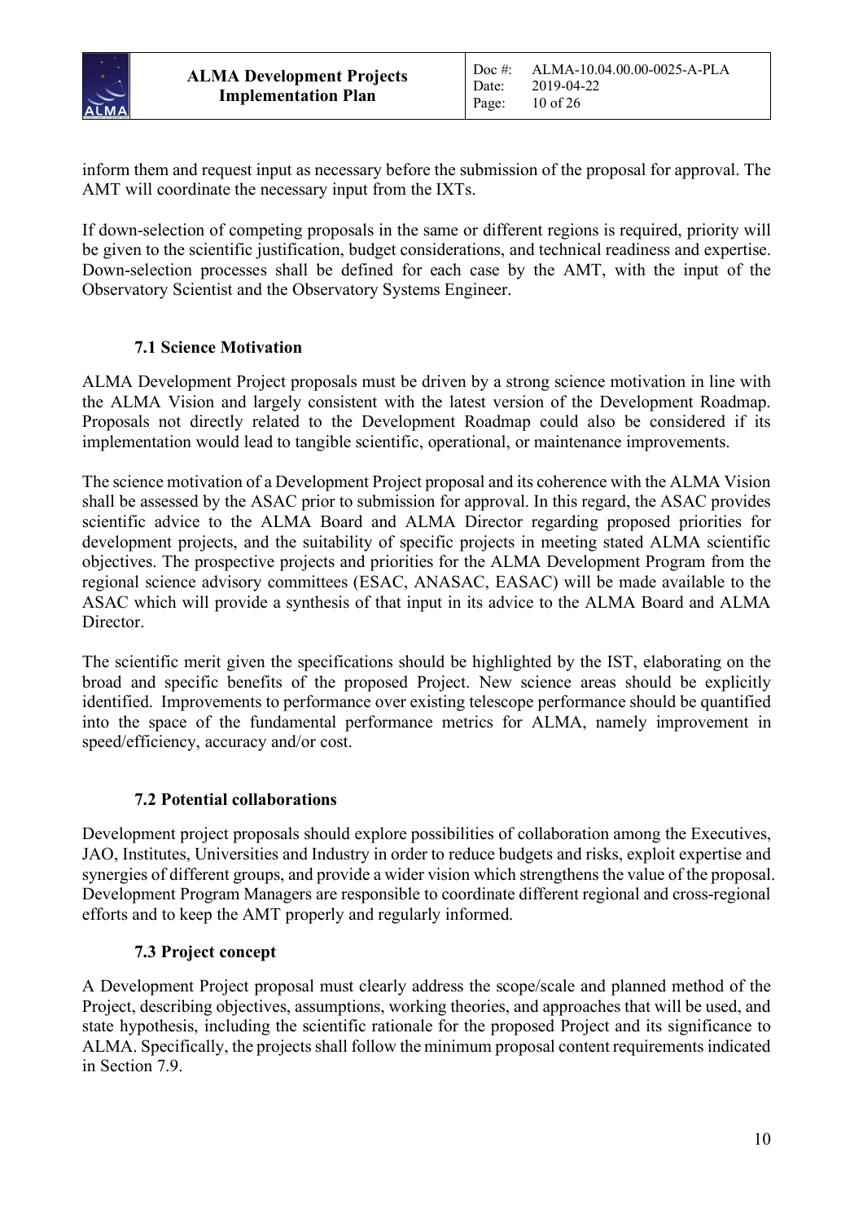inform them and request input as necessary before the submission of the proposal for approval. The AMT will coordinate the necessary input from the IXTs.

If down-selection of competing proposals in the same or different regions is required, priority will be given to the scientific justification, budget considerations, and technical readiness and expertise. Down-selection processes shall be defined for each case by the AMT, with the input of the Observatory Scientist and the Observatory Systems Engineer.

### 7.1 Science Motivation

ALMA Development Project proposals must be driven by a strong science motivation in line with the ALMA Vision and largely consistent with the latest version of the Development Roadmap. Proposals not directly related to the Development Roadmap could also be considered if its implementation would lead to tangible scientific, operational, or maintenance improvements.

The science motivation of a Development Project proposal and its coherence with the ALMA Vision shall be assessed by the ASAC prior to submission for approval. In this regard, the ASAC provides scientific advice to the ALMA Board and ALMA Director regarding proposed priorities for development projects, and the suitability of specific projects in meeting stated ALMA scientific objectives. The prospective projects and priorities for the ALMA Development Program from the regional science advisory committees (ESAC, ANASAC, EASAC) will be made available to the ASAC which will provide a synthesis of that input in its advice to the ALMA Board and ALMA Director.

The scientific merit given the specifications should be highlighted by the IST, elaborating on the broad and specific benefits of the proposed Project. New science areas should be explicitly identified. Improvements to performance over existing telescope performance should be quantified into the space of the fundamental performance metrics for ALMA, namely improvement in speed/efficiency, accuracy and/or cost.

### 7.2 Potential collaborations

Development project proposals should explore possibilities of collaboration among the Executives, JAO, Institutes, Universities and Industry in order to reduce budgets and risks, exploit expertise and synergies of different groups, and provide a wider vision which strengthens the value of the proposal. Development Program Managers are responsible to coordinate different regional and cross-regional efforts and to keep the AMT properly and regularly informed.

### 7.3 Project concept

A Development Project proposal must clearly address the scope/scale and planned method of the Project, describing objectives, assumptions, working theories, and approaches that will be used, and state hypothesis, including the scientific rationale for the proposed Project and its significance to ALMA. Specifically, the projects shall follow the minimum proposal content requirements indicated in Section 7.9.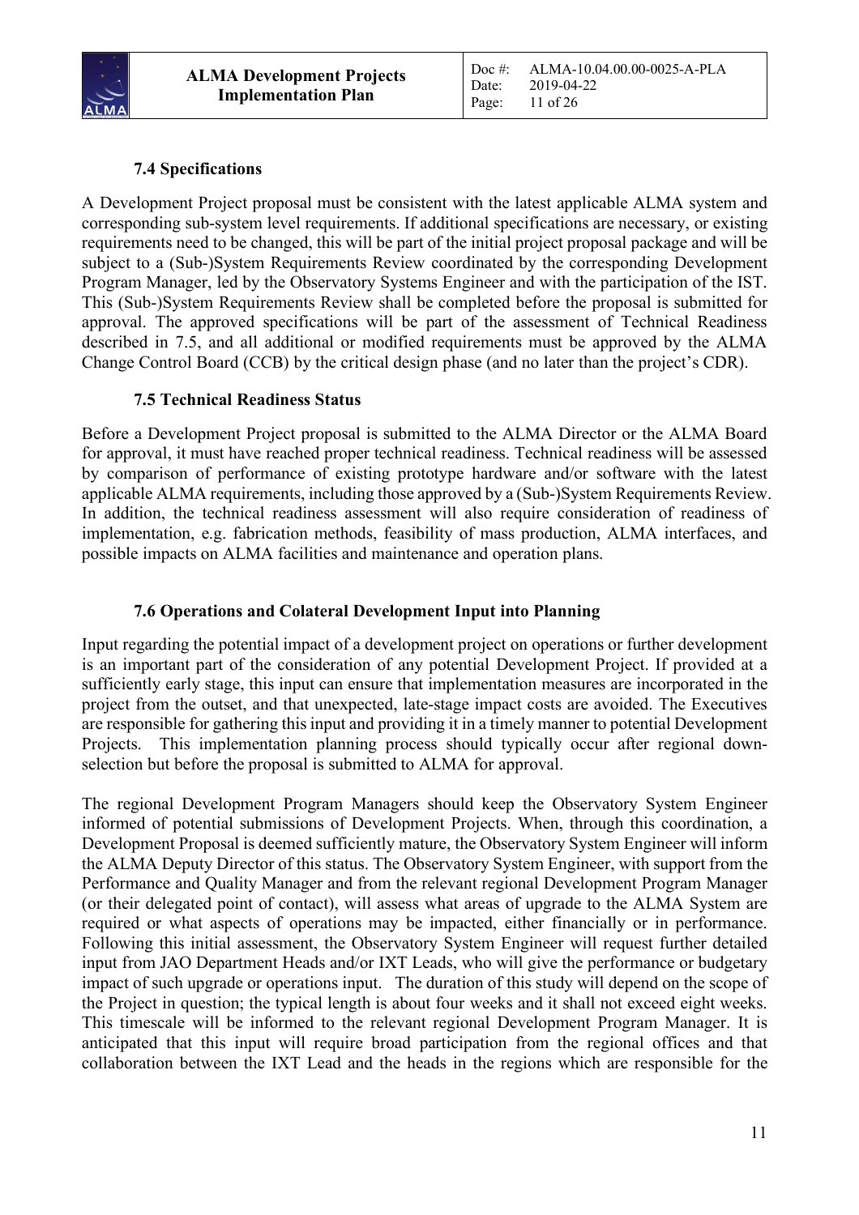### 7.4 Specifications

A Development Project proposal must be consistent with the latest applicable ALMA system and corresponding sub-system level requirements. If additional specifications are necessary, or existing requirements need to be changed, this will be part of the initial project proposal package and will be subject to a (Sub-)System Requirements Review coordinated by the corresponding Development Program Manager, led by the Observatory Systems Engineer and with the participation of the IST. This (Sub-)System Requirements Review shall be completed before the proposal is submitted for approval. The approved specifications will be part of the assessment of Technical Readiness described in 7.5, and all additional or modified requirements must be approved by the ALMA Change Control Board (CCB) by the critical design phase (and no later than the project's CDR).

### 7.5 Technical Readiness Status

Before a Development Project proposal is submitted to the ALMA Director or the ALMA Board for approval, it must have reached proper technical readiness. Technical readiness will be assessed by comparison of performance of existing prototype hardware and/or software with the latest applicable ALMA requirements, including those approved by a (Sub-)System Requirements Review. In addition, the technical readiness assessment will also require consideration of readiness of implementation, e.g. fabrication methods, feasibility of mass production, ALMA interfaces, and possible impacts on ALMA facilities and maintenance and operation plans.

### 7.6 Operations and Colateral Development Input into Planning

Input regarding the potential impact of a development project on operations or further development is an important part of the consideration of any potential Development Project. If provided at a sufficiently early stage, this input can ensure that implementation measures are incorporated in the project from the outset, and that unexpected, late-stage impact costs are avoided. The Executives are responsible for gathering this input and providing it in a timely manner to potential Development Projects. This implementation planning process should typically occur after regional down-selection but before the proposal is submitted to ALMA for approval.

The regional Development Program Managers should keep the Observatory System Engineer informed of potential submissions of Development Projects. When, through this coordination, a Development Proposal is deemed sufficiently mature, the Observatory System Engineer will inform the ALMA Deputy Director of this status. The Observatory System Engineer, with support from the Performance and Quality Manager and from the relevant regional Development Program Manager (or their delegated point of contact), will assess what areas of upgrade to the ALMA System are required or what aspects of operations may be impacted, either financially or in performance. Following this initial assessment, the Observatory System Engineer will request further detailed input from JAO Department Heads and/or IXT Leads, who will give the performance or budgetary impact of such upgrade or operations input. The duration of this study will depend on the scope of the Project in question; the typical length is about four weeks and it shall not exceed eight weeks. This timescale will be informed to the relevant regional Development Program Manager. It is anticipated that this input will require broad participation from the regional offices and that collaboration between the IXT Lead and the heads in the regions which are responsible for the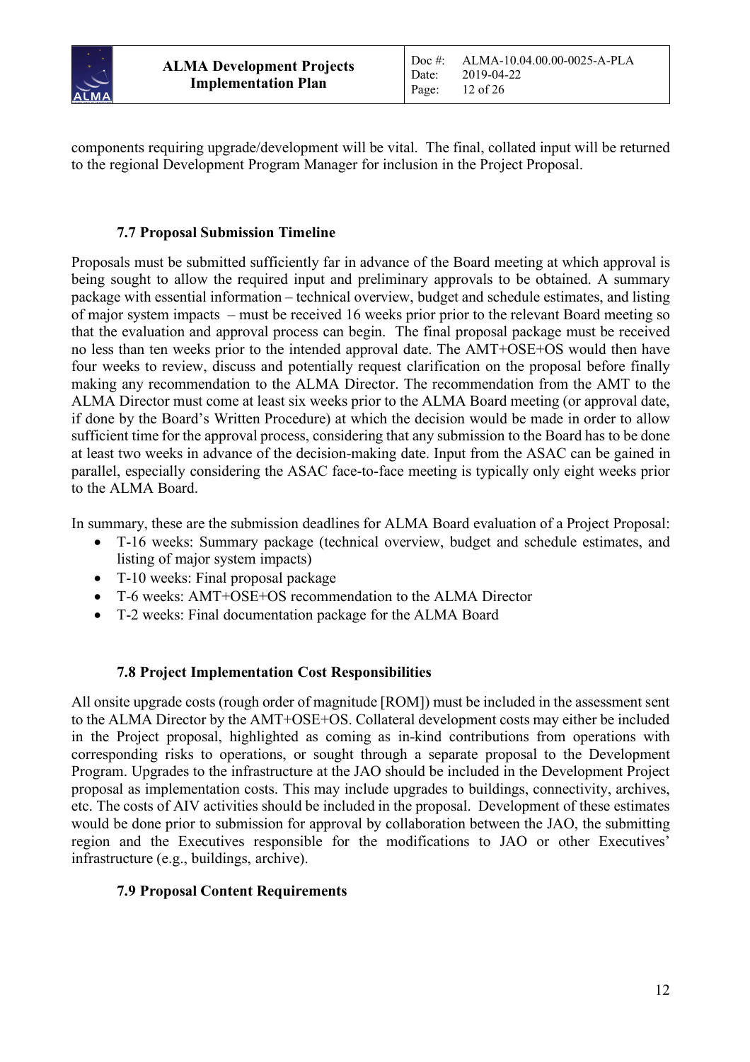components requiring upgrade/development will be vital. The final, collated input will be returned to the regional Development Program Manager for inclusion in the Project Proposal.

### 7.7 Proposal Submission Timeline

Proposals must be submitted sufficiently far in advance of the Board meeting at which approval is being sought to allow the required input and preliminary approvals to be obtained. A summary package with essential information – technical overview, budget and schedule estimates, and listing of major system impacts – must be received 16 weeks prior prior to the relevant Board meeting so that the evaluation and approval process can begin. The final proposal package must be received no less than ten weeks prior to the intended approval date. The AMT+OSE+OS would then have four weeks to review, discuss and potentially request clarification on the proposal before finally making any recommendation to the ALMA Director. The recommendation from the AMT to the ALMA Director must come at least six weeks prior to the ALMA Board meeting (or approval date, if done by the Board's Written Procedure) at which the decision would be made in order to allow sufficient time for the approval process, considering that any submission to the Board has to be done at least two weeks in advance of the decision-making date. Input from the ASAC can be gained in parallel, especially considering the ASAC face-to-face meeting is typically only eight weeks prior to the ALMA Board.

In summary, these are the submission deadlines for ALMA Board evaluation of a Project Proposal:

- T-16 weeks: Summary package (technical overview, budget and schedule estimates, and listing of major system impacts)
- T-10 weeks: Final proposal package
- T-6 weeks: AMT+OSE+OS recommendation to the ALMA Director
- T-2 weeks: Final documentation package for the ALMA Board

### 7.8 Project Implementation Cost Responsibilities

All onsite upgrade costs (rough order of magnitude [ROM]) must be included in the assessment sent to the ALMA Director by the AMT+OSE+OS. Collateral development costs may either be included in the Project proposal, highlighted as coming as in-kind contributions from operations with corresponding risks to operations, or sought through a separate proposal to the Development Program. Upgrades to the infrastructure at the JAO should be included in the Development Project proposal as implementation costs. This may include upgrades to buildings, connectivity, archives, etc. The costs of AIV activities should be included in the proposal. Development of these estimates would be done prior to submission for approval by collaboration between the JAO, the submitting region and the Executives responsible for the modifications to JAO or other Executives' infrastructure (e.g., buildings, archive).

### 7.9 Proposal Content Requirements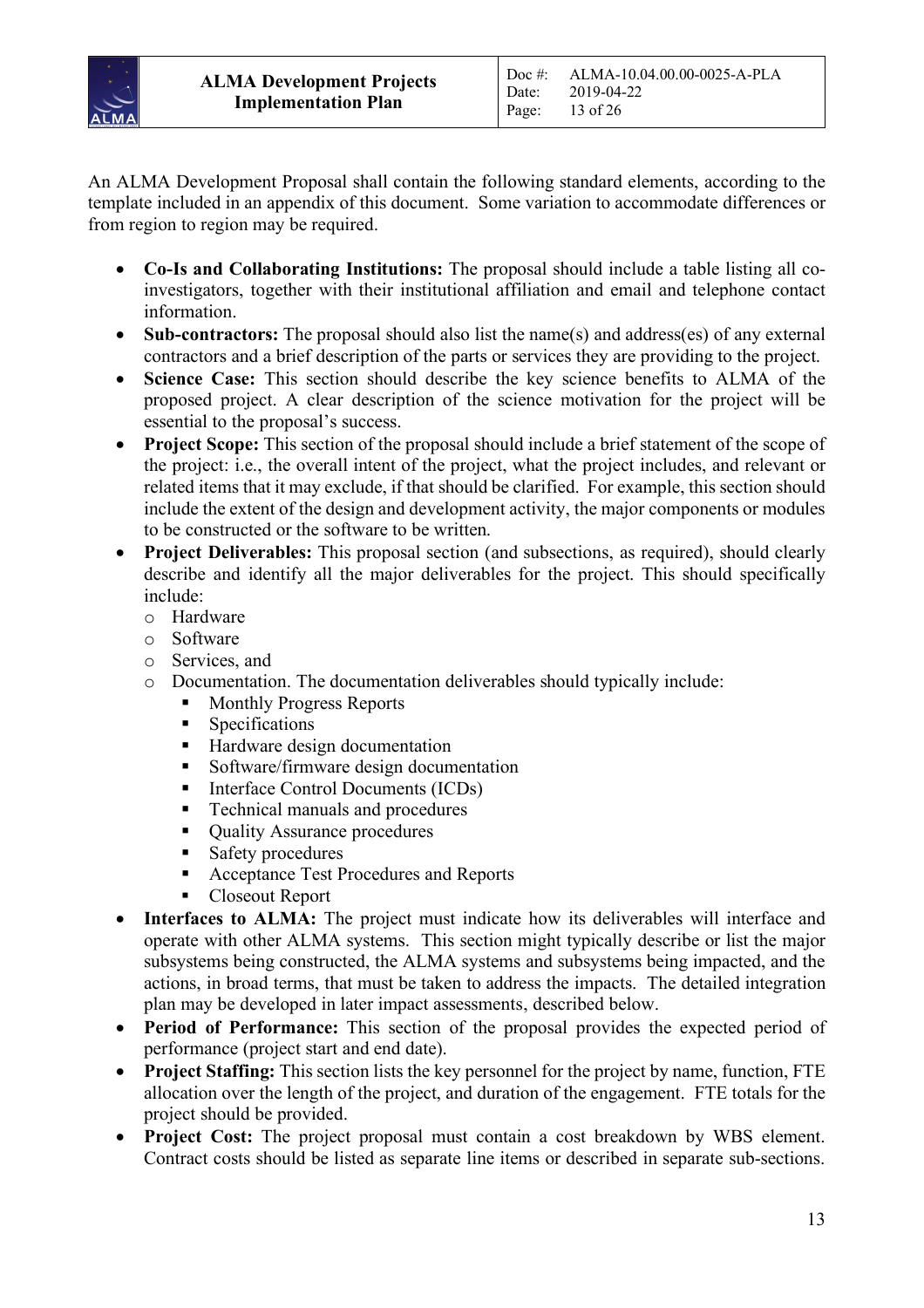An ALMA Development Proposal shall contain the following standard elements, according to the template included in an appendix of this document. Some variation to accommodate differences or from region to region may be required.

- **Co-Is and Collaborating Institutions:** The proposal should include a table listing all co-investigators, together with their institutional affiliation and email and telephone contact information.
- **Sub-contractors:** The proposal should also list the name(s) and address(es) of any external contractors and a brief description of the parts or services they are providing to the project.
- **Science Case:** This section should describe the key science benefits to ALMA of the proposed project. A clear description of the science motivation for the project will be essential to the proposal's success.
- **Project Scope:** This section of the proposal should include a brief statement of the scope of the project: i.e., the overall intent of the project, what the project includes, and relevant or related items that it may exclude, if that should be clarified. For example, this section should include the extent of the design and development activity, the major components or modules to be constructed or the software to be written.
- **Project Deliverables:** This proposal section (and subsections, as required), should clearly describe and identify all the major deliverables for the project. This should specifically include:
  - Hardware
  - Software
  - Services, and
  - Documentation. The documentation deliverables should typically include:
    - Monthly Progress Reports
    - Specifications
    - Hardware design documentation
    - Software/firmware design documentation
    - Interface Control Documents (ICDs)
    - Technical manuals and procedures
    - Quality Assurance procedures
    - Safety procedures
    - Acceptance Test Procedures and Reports
    - Closeout Report
- **Interfaces to ALMA:** The project must indicate how its deliverables will interface and operate with other ALMA systems. This section might typically describe or list the major subsystems being constructed, the ALMA systems and subsystems being impacted, and the actions, in broad terms, that must be taken to address the impacts. The detailed integration plan may be developed in later impact assessments, described below.
- **Period of Performance:** This section of the proposal provides the expected period of performance (project start and end date).
- **Project Staffing:** This section lists the key personnel for the project by name, function, FTE allocation over the length of the project, and duration of the engagement. FTE totals for the project should be provided.
- **Project Cost:** The project proposal must contain a cost breakdown by WBS element. Contract costs should be listed as separate line items or described in separate sub-sections.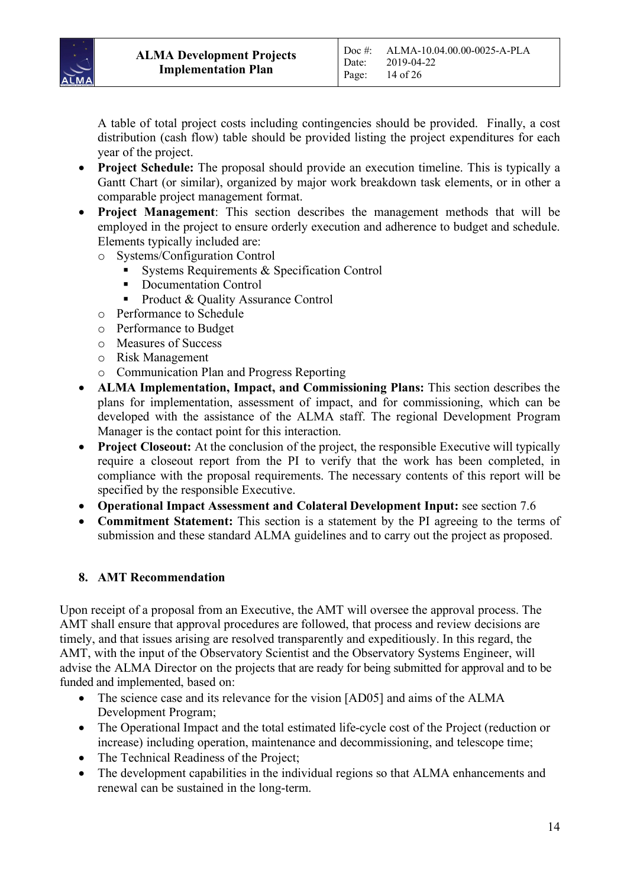A table of total project costs including contingencies should be provided. Finally, a cost distribution (cash flow) table should be provided listing the project expenditures for each year of the project.

- **Project Schedule:** The proposal should provide an execution timeline. This is typically a Gantt Chart (or similar), organized by major work breakdown task elements, or in other a comparable project management format.
- **Project Management**: This section describes the management methods that will be employed in the project to ensure orderly execution and adherence to budget and schedule. Elements typically included are:
  - Systems/Configuration Control
    - Systems Requirements & Specification Control
    - Documentation Control
    - Product & Quality Assurance Control
  - Performance to Schedule
  - Performance to Budget
  - Measures of Success
  - Risk Management
  - Communication Plan and Progress Reporting
- **ALMA Implementation, Impact, and Commissioning Plans:** This section describes the plans for implementation, assessment of impact, and for commissioning, which can be developed with the assistance of the ALMA staff. The regional Development Program Manager is the contact point for this interaction.
- **Project Closeout:** At the conclusion of the project, the responsible Executive will typically require a closeout report from the PI to verify that the work has been completed, in compliance with the proposal requirements. The necessary contents of this report will be specified by the responsible Executive.
- **Operational Impact Assessment and Colateral Development Input:** see section 7.6
- **Commitment Statement:** This section is a statement by the PI agreeing to the terms of submission and these standard ALMA guidelines and to carry out the project as proposed.

## 8. AMT Recommendation

Upon receipt of a proposal from an Executive, the AMT will oversee the approval process. The AMT shall ensure that approval procedures are followed, that process and review decisions are timely, and that issues arising are resolved transparently and expeditiously. In this regard, the AMT, with the input of the Observatory Scientist and the Observatory Systems Engineer, will advise the ALMA Director on the projects that are ready for being submitted for approval and to be funded and implemented, based on:

- The science case and its relevance for the vision [AD05] and aims of the ALMA Development Program;
- The Operational Impact and the total estimated life-cycle cost of the Project (reduction or increase) including operation, maintenance and decommissioning, and telescope time;
- The Technical Readiness of the Project;
- The development capabilities in the individual regions so that ALMA enhancements and renewal can be sustained in the long-term.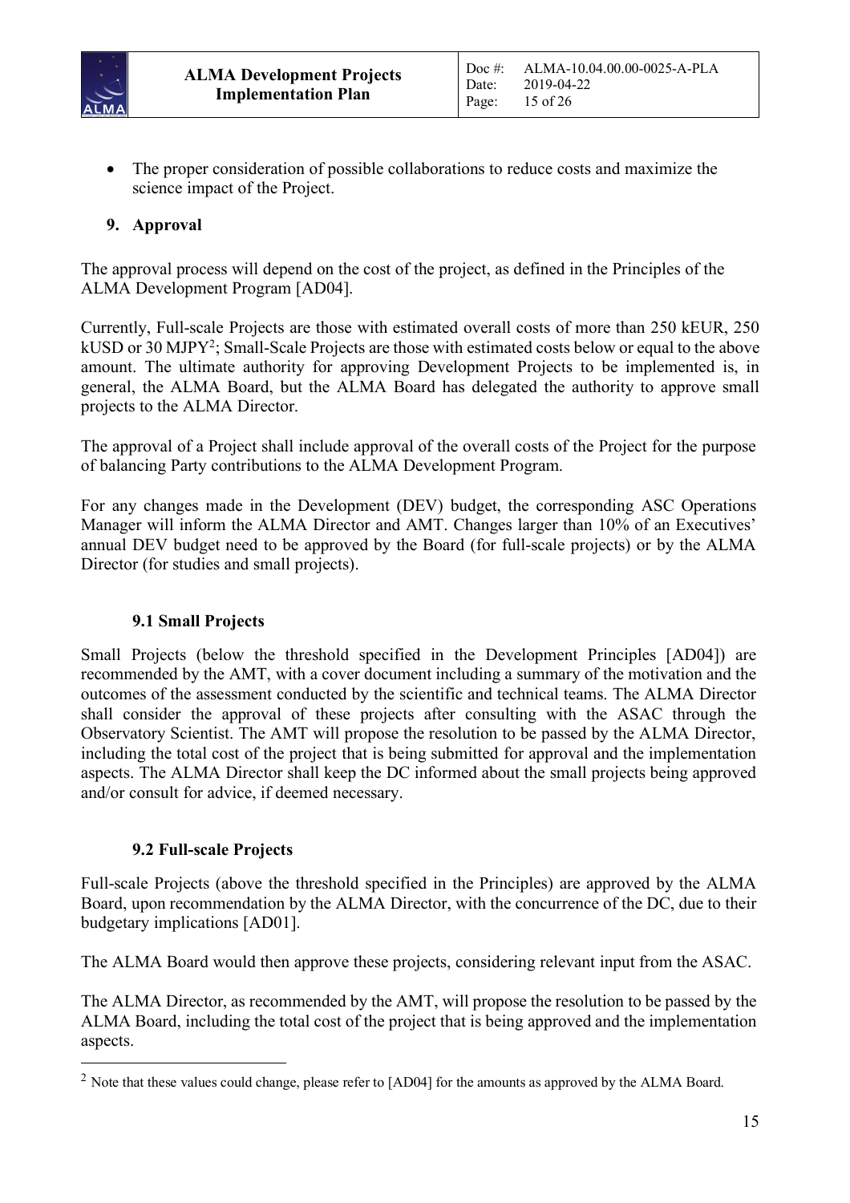- The proper consideration of possible collaborations to reduce costs and maximize the science impact of the Project.

## 9. Approval

The approval process will depend on the cost of the project, as defined in the Principles of the ALMA Development Program [AD04].

Currently, Full-scale Projects are those with estimated overall costs of more than 250 kEUR, 250 kUSD or 30 MJPY[2]; Small-Scale Projects are those with estimated costs below or equal to the above amount. The ultimate authority for approving Development Projects to be implemented is, in general, the ALMA Board, but the ALMA Board has delegated the authority to approve small projects to the ALMA Director.

The approval of a Project shall include approval of the overall costs of the Project for the purpose of balancing Party contributions to the ALMA Development Program.

For any changes made in the Development (DEV) budget, the corresponding ASC Operations Manager will inform the ALMA Director and AMT. Changes larger than 10% of an Executives' annual DEV budget need to be approved by the Board (for full-scale projects) or by the ALMA Director (for studies and small projects).

### 9.1 Small Projects

Small Projects (below the threshold specified in the Development Principles [AD04]) are recommended by the AMT, with a cover document including a summary of the motivation and the outcomes of the assessment conducted by the scientific and technical teams. The ALMA Director shall consider the approval of these projects after consulting with the ASAC through the Observatory Scientist. The AMT will propose the resolution to be passed by the ALMA Director, including the total cost of the project that is being submitted for approval and the implementation aspects. The ALMA Director shall keep the DC informed about the small projects being approved and/or consult for advice, if deemed necessary.

### 9.2 Full-scale Projects

Full-scale Projects (above the threshold specified in the Principles) are approved by the ALMA Board, upon recommendation by the ALMA Director, with the concurrence of the DC, due to their budgetary implications [AD01].

The ALMA Board would then approve these projects, considering relevant input from the ASAC.

The ALMA Director, as recommended by the AMT, will propose the resolution to be passed by the ALMA Board, including the total cost of the project that is being approved and the implementation aspects.

---

[2] Note that these values could change, please refer to [AD04] for the amounts as approved by the ALMA Board.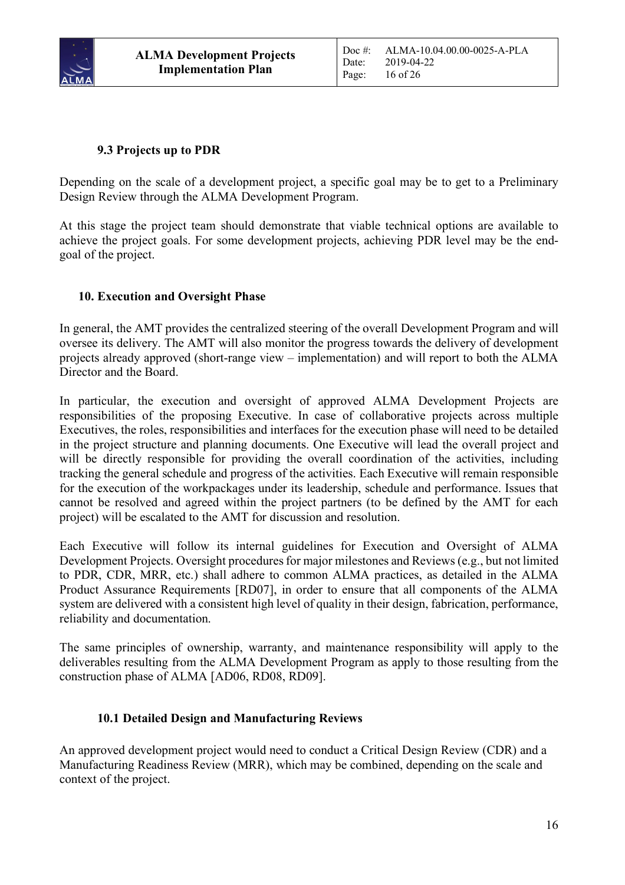### 9.3 Projects up to PDR

Depending on the scale of a development project, a specific goal may be to get to a Preliminary Design Review through the ALMA Development Program.

At this stage the project team should demonstrate that viable technical options are available to achieve the project goals. For some development projects, achieving PDR level may be the end-goal of the project.

## 10. Execution and Oversight Phase

In general, the AMT provides the centralized steering of the overall Development Program and will oversee its delivery. The AMT will also monitor the progress towards the delivery of development projects already approved (short-range view – implementation) and will report to both the ALMA Director and the Board.

In particular, the execution and oversight of approved ALMA Development Projects are responsibilities of the proposing Executive. In case of collaborative projects across multiple Executives, the roles, responsibilities and interfaces for the execution phase will need to be detailed in the project structure and planning documents. One Executive will lead the overall project and will be directly responsible for providing the overall coordination of the activities, including tracking the general schedule and progress of the activities. Each Executive will remain responsible for the execution of the workpackages under its leadership, schedule and performance. Issues that cannot be resolved and agreed within the project partners (to be defined by the AMT for each project) will be escalated to the AMT for discussion and resolution.

Each Executive will follow its internal guidelines for Execution and Oversight of ALMA Development Projects. Oversight procedures for major milestones and Reviews (e.g., but not limited to PDR, CDR, MRR, etc.) shall adhere to common ALMA practices, as detailed in the ALMA Product Assurance Requirements [RD07], in order to ensure that all components of the ALMA system are delivered with a consistent high level of quality in their design, fabrication, performance, reliability and documentation.

The same principles of ownership, warranty, and maintenance responsibility will apply to the deliverables resulting from the ALMA Development Program as apply to those resulting from the construction phase of ALMA [AD06, RD08, RD09].

### 10.1 Detailed Design and Manufacturing Reviews

An approved development project would need to conduct a Critical Design Review (CDR) and a Manufacturing Readiness Review (MRR), which may be combined, depending on the scale and context of the project.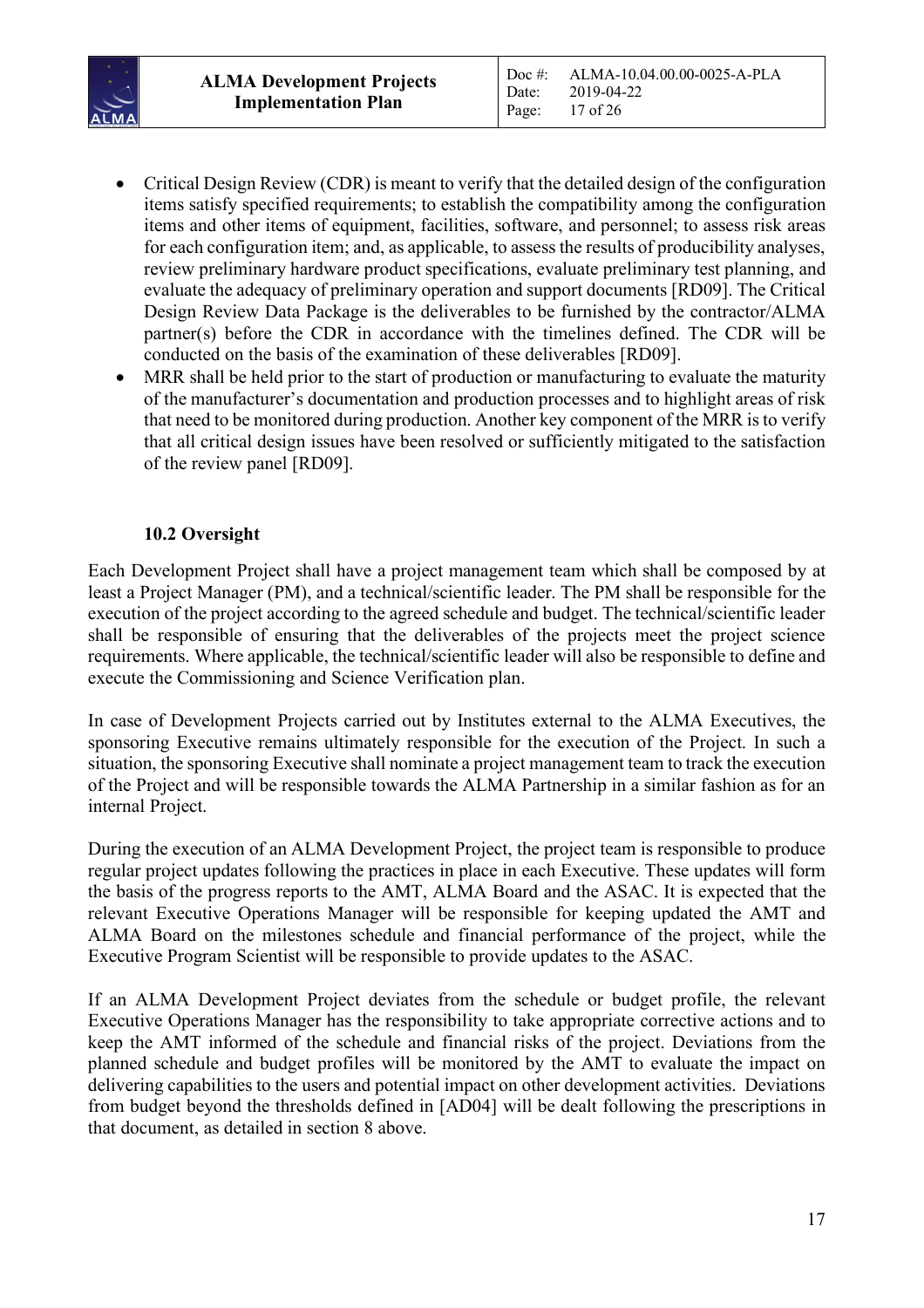- Critical Design Review (CDR) is meant to verify that the detailed design of the configuration items satisfy specified requirements; to establish the compatibility among the configuration items and other items of equipment, facilities, software, and personnel; to assess risk areas for each configuration item; and, as applicable, to assess the results of producibility analyses, review preliminary hardware product specifications, evaluate preliminary test planning, and evaluate the adequacy of preliminary operation and support documents [RD09]. The Critical Design Review Data Package is the deliverables to be furnished by the contractor/ALMA partner(s) before the CDR in accordance with the timelines defined. The CDR will be conducted on the basis of the examination of these deliverables [RD09].
- MRR shall be held prior to the start of production or manufacturing to evaluate the maturity of the manufacturer's documentation and production processes and to highlight areas of risk that need to be monitored during production. Another key component of the MRR is to verify that all critical design issues have been resolved or sufficiently mitigated to the satisfaction of the review panel [RD09].

### 10.2 Oversight

Each Development Project shall have a project management team which shall be composed by at least a Project Manager (PM), and a technical/scientific leader. The PM shall be responsible for the execution of the project according to the agreed schedule and budget. The technical/scientific leader shall be responsible of ensuring that the deliverables of the projects meet the project science requirements. Where applicable, the technical/scientific leader will also be responsible to define and execute the Commissioning and Science Verification plan.

In case of Development Projects carried out by Institutes external to the ALMA Executives, the sponsoring Executive remains ultimately responsible for the execution of the Project. In such a situation, the sponsoring Executive shall nominate a project management team to track the execution of the Project and will be responsible towards the ALMA Partnership in a similar fashion as for an internal Project.

During the execution of an ALMA Development Project, the project team is responsible to produce regular project updates following the practices in place in each Executive. These updates will form the basis of the progress reports to the AMT, ALMA Board and the ASAC. It is expected that the relevant Executive Operations Manager will be responsible for keeping updated the AMT and ALMA Board on the milestones schedule and financial performance of the project, while the Executive Program Scientist will be responsible to provide updates to the ASAC.

If an ALMA Development Project deviates from the schedule or budget profile, the relevant Executive Operations Manager has the responsibility to take appropriate corrective actions and to keep the AMT informed of the schedule and financial risks of the project. Deviations from the planned schedule and budget profiles will be monitored by the AMT to evaluate the impact on delivering capabilities to the users and potential impact on other development activities. Deviations from budget beyond the thresholds defined in [AD04] will be dealt following the prescriptions in that document, as detailed in section 8 above.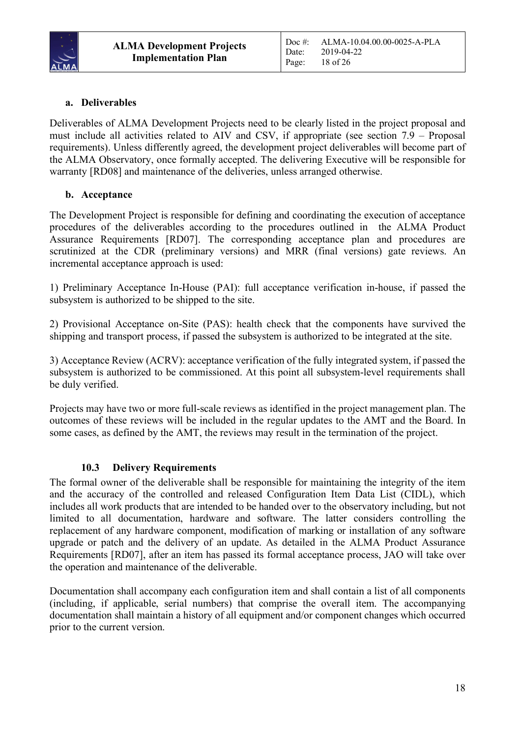**a. Deliverables**

Deliverables of ALMA Development Projects need to be clearly listed in the project proposal and must include all activities related to AIV and CSV, if appropriate (see section 7.9 – Proposal requirements). Unless differently agreed, the development project deliverables will become part of the ALMA Observatory, once formally accepted. The delivering Executive will be responsible for warranty [RD08] and maintenance of the deliveries, unless arranged otherwise.

**b. Acceptance**

The Development Project is responsible for defining and coordinating the execution of acceptance procedures of the deliverables according to the procedures outlined in the ALMA Product Assurance Requirements [RD07]. The corresponding acceptance plan and procedures are scrutinized at the CDR (preliminary versions) and MRR (final versions) gate reviews. An incremental acceptance approach is used:

1) Preliminary Acceptance In-House (PAI): full acceptance verification in-house, if passed the subsystem is authorized to be shipped to the site.

2) Provisional Acceptance on-Site (PAS): health check that the components have survived the shipping and transport process, if passed the subsystem is authorized to be integrated at the site.

3) Acceptance Review (ACRV): acceptance verification of the fully integrated system, if passed the subsystem is authorized to be commissioned. At this point all subsystem-level requirements shall be duly verified.

Projects may have two or more full-scale reviews as identified in the project management plan. The outcomes of these reviews will be included in the regular updates to the AMT and the Board. In some cases, as defined by the AMT, the reviews may result in the termination of the project.

### 10.3 Delivery Requirements

The formal owner of the deliverable shall be responsible for maintaining the integrity of the item and the accuracy of the controlled and released Configuration Item Data List (CIDL), which includes all work products that are intended to be handed over to the observatory including, but not limited to all documentation, hardware and software. The latter considers controlling the replacement of any hardware component, modification of marking or installation of any software upgrade or patch and the delivery of an update. As detailed in the ALMA Product Assurance Requirements [RD07], after an item has passed its formal acceptance process, JAO will take over the operation and maintenance of the deliverable.

Documentation shall accompany each configuration item and shall contain a list of all components (including, if applicable, serial numbers) that comprise the overall item. The accompanying documentation shall maintain a history of all equipment and/or component changes which occurred prior to the current version.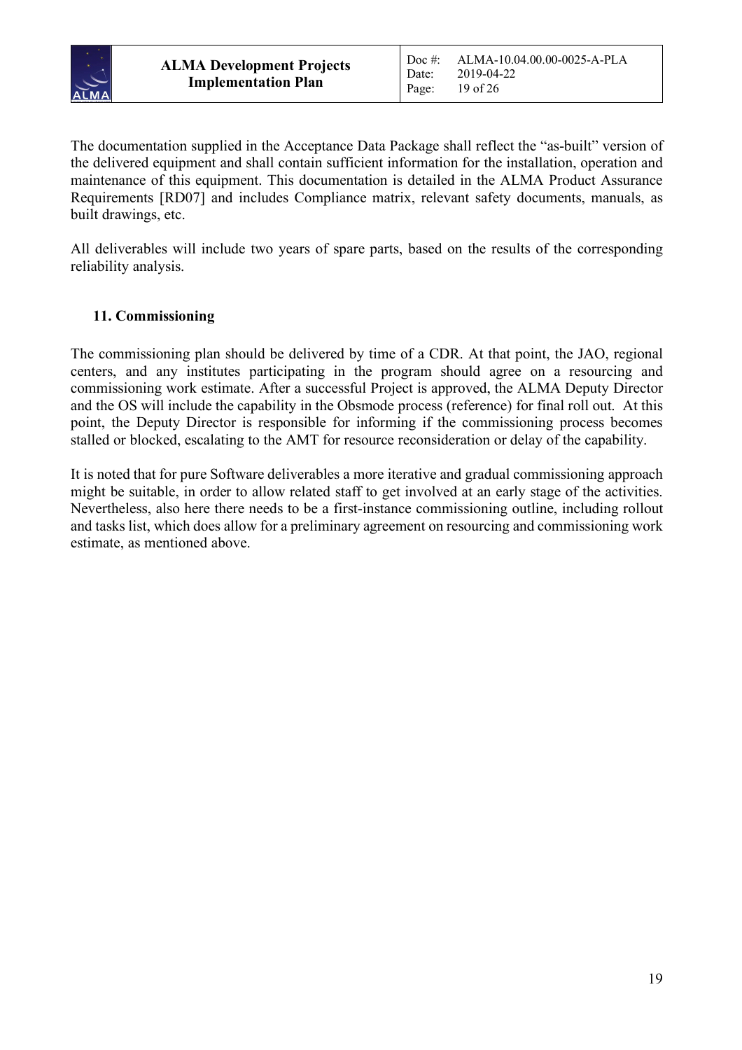The documentation supplied in the Acceptance Data Package shall reflect the "as-built" version of the delivered equipment and shall contain sufficient information for the installation, operation and maintenance of this equipment. This documentation is detailed in the ALMA Product Assurance Requirements [RD07] and includes Compliance matrix, relevant safety documents, manuals, as built drawings, etc.

All deliverables will include two years of spare parts, based on the results of the corresponding reliability analysis.

## 11. Commissioning

The commissioning plan should be delivered by time of a CDR. At that point, the JAO, regional centers, and any institutes participating in the program should agree on a resourcing and commissioning work estimate. After a successful Project is approved, the ALMA Deputy Director and the OS will include the capability in the Obsmode process (reference) for final roll out. At this point, the Deputy Director is responsible for informing if the commissioning process becomes stalled or blocked, escalating to the AMT for resource reconsideration or delay of the capability.

It is noted that for pure Software deliverables a more iterative and gradual commissioning approach might be suitable, in order to allow related staff to get involved at an early stage of the activities. Nevertheless, also here there needs to be a first-instance commissioning outline, including rollout and tasks list, which does allow for a preliminary agreement on resourcing and commissioning work estimate, as mentioned above.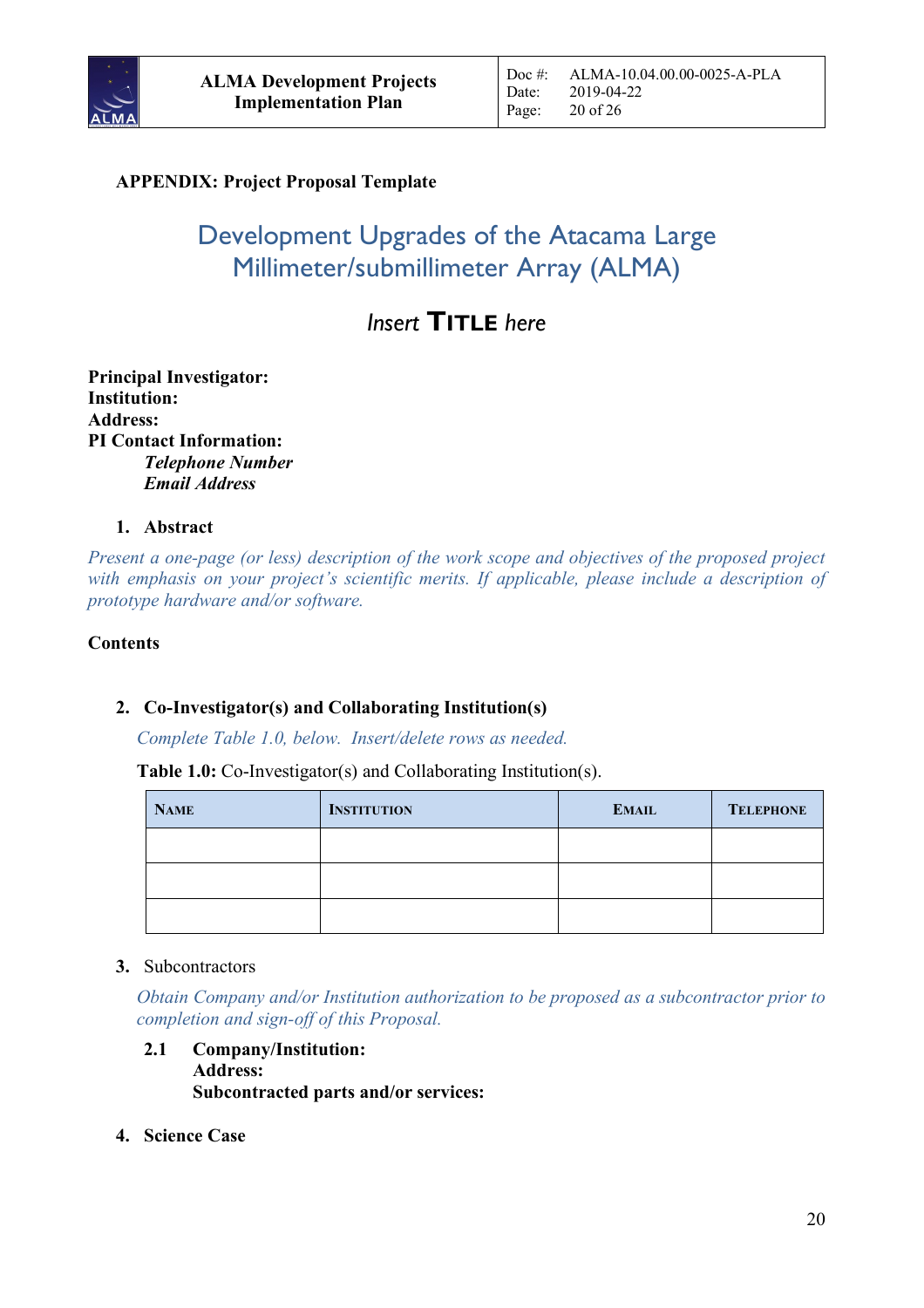**APPENDIX: Project Proposal Template**

# Development Upgrades of the Atacama Large Millimeter/submillimeter Array (ALMA)

## *Insert* **TITLE** *here*

**Principal Investigator:**
**Institution:**
**Address:**
**PI Contact Information:**
  ***Telephone Number***
  ***Email Address***

**1. Abstract**

*Present a one-page (or less) description of the work scope and objectives of the proposed project with emphasis on your project's scientific merits. If applicable, please include a description of prototype hardware and/or software.*

**Contents**

**2. Co-Investigator(s) and Collaborating Institution(s)**

*Complete Table 1.0, below. Insert/delete rows as needed.*

**Table 1.0:** Co-Investigator(s) and Collaborating Institution(s).

| NAME | INSTITUTION | EMAIL | TELEPHONE |
|---|---|---|---|
| | | | |
| | | | |
| | | | |

**3.** Subcontractors

*Obtain Company and/or Institution authorization to be proposed as a subcontractor prior to completion and sign-off of this Proposal.*

**2.1 Company/Institution:**
**Address:**
**Subcontracted parts and/or services:**

**4. Science Case**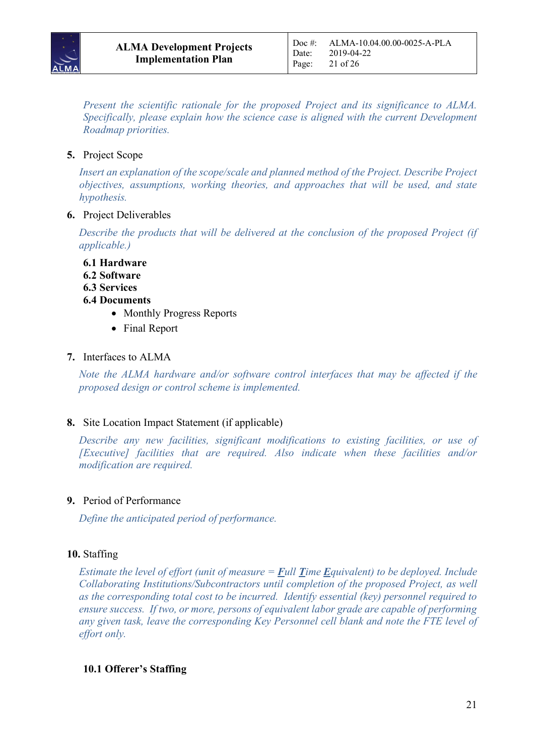*Present the scientific rationale for the proposed Project and its significance to ALMA. Specifically, please explain how the science case is aligned with the current Development Roadmap priorities.*

**5.** Project Scope

*Insert an explanation of the scope/scale and planned method of the Project. Describe Project objectives, assumptions, working theories, and approaches that will be used, and state hypothesis.*

**6.** Project Deliverables

*Describe the products that will be delivered at the conclusion of the proposed Project (if applicable.)*

**6.1 Hardware**
**6.2 Software**
**6.3 Services**
**6.4 Documents**

- Monthly Progress Reports
- Final Report

**7.** Interfaces to ALMA

*Note the ALMA hardware and/or software control interfaces that may be affected if the proposed design or control scheme is implemented.*

**8.** Site Location Impact Statement (if applicable)

*Describe any new facilities, significant modifications to existing facilities, or use of [Executive] facilities that are required. Also indicate when these facilities and/or modification are required.*

**9.** Period of Performance

*Define the anticipated period of performance.*

**10.** Staffing

*Estimate the level of effort (unit of measure = **F**ull **T**ime **E**quivalent) to be deployed. Include Collaborating Institutions/Subcontractors until completion of the proposed Project, as well as the corresponding total cost to be incurred. Identify essential (key) personnel required to ensure success. If two, or more, persons of equivalent labor grade are capable of performing any given task, leave the corresponding Key Personnel cell blank and note the FTE level of effort only.*

**10.1 Offerer's Staffing**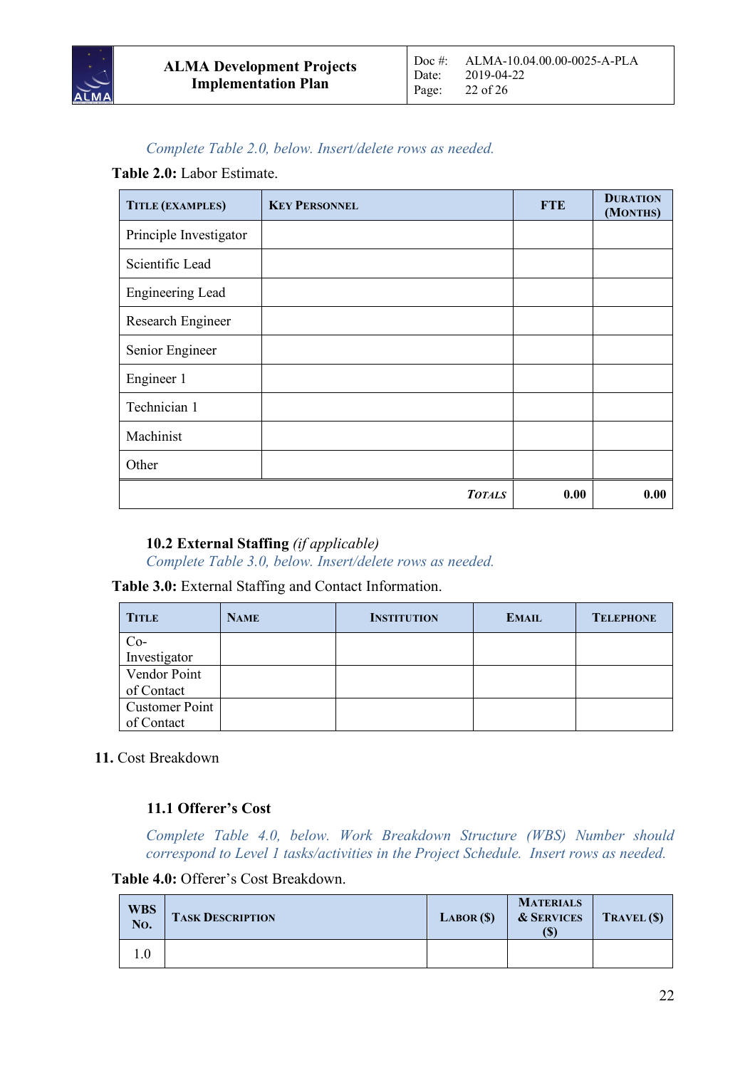*Complete Table 2.0, below. Insert/delete rows as needed.*

**Table 2.0:** Labor Estimate.

| TITLE (EXAMPLES) | KEY PERSONNEL | FTE | DURATION (MONTHS) |
|---|---|---|---|
| Principle Investigator | | | |
| Scientific Lead | | | |
| Engineering Lead | | | |
| Research Engineer | | | |
| Senior Engineer | | | |
| Engineer 1 | | | |
| Technician 1 | | | |
| Machinist | | | |
| Other | | | |
| | ***TOTALS*** | **0.00** | **0.00** |

### 10.2 External Staffing *(if applicable)*

*Complete Table 3.0, below. Insert/delete rows as needed.*

**Table 3.0:** External Staffing and Contact Information.

| TITLE | NAME | INSTITUTION | EMAIL | TELEPHONE |
|---|---|---|---|---|
| Co-Investigator | | | | |
| Vendor Point of Contact | | | | |
| Customer Point of Contact | | | | |

## 11. Cost Breakdown

### 11.1 Offerer's Cost

*Complete Table 4.0, below. Work Breakdown Structure (WBS) Number should correspond to Level 1 tasks/activities in the Project Schedule. Insert rows as needed.*

**Table 4.0:** Offerer's Cost Breakdown.

| WBS NO. | TASK DESCRIPTION | LABOR ($) | MATERIALS & SERVICES ($) | TRAVEL ($) |
|---|---|---|---|---|
| 1.0 | | | | |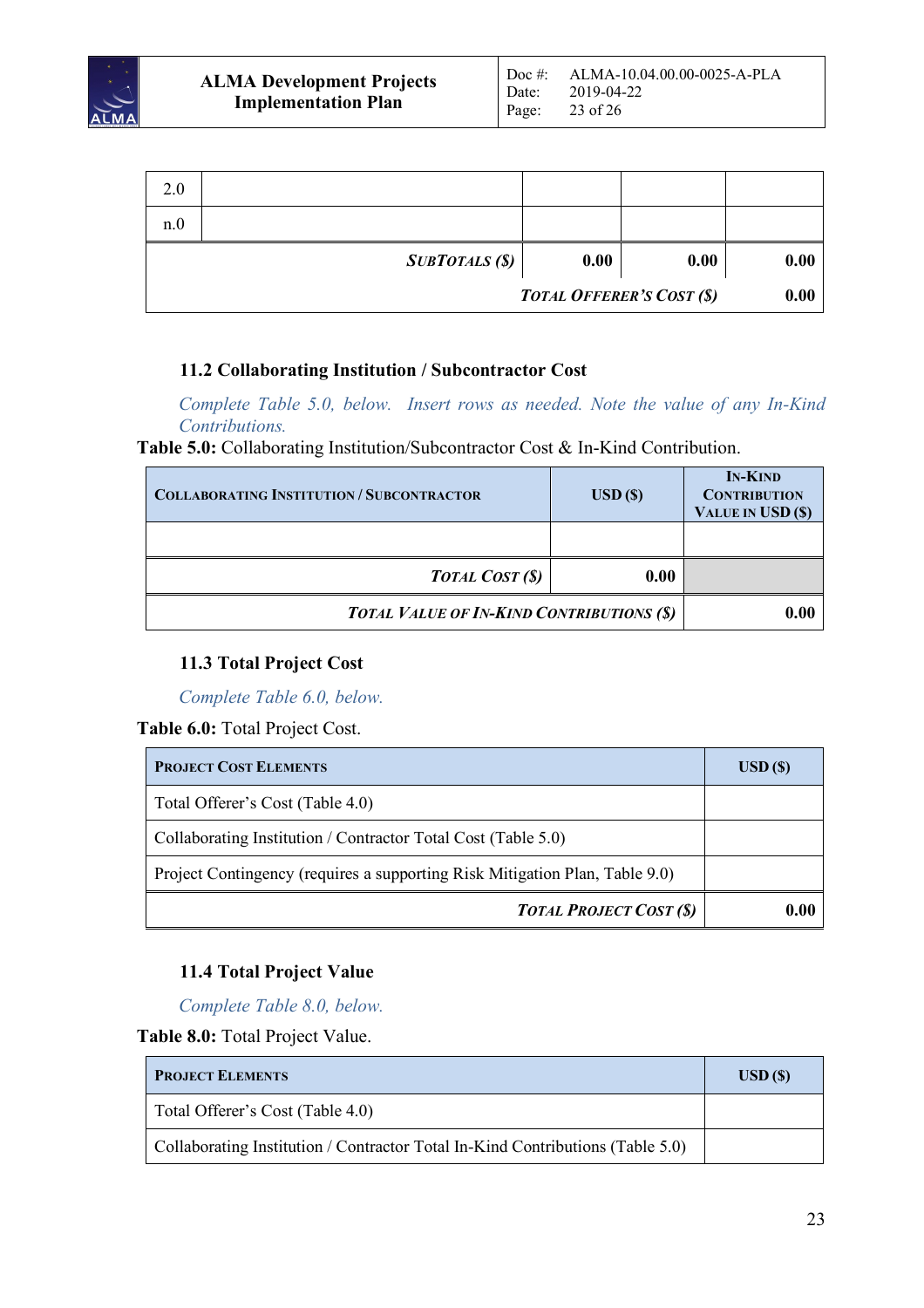| 2.0 | | | | |
|---|---|---|---|---|
| n.0 | | | | |
| | ***SubTotals ($)*** | **0.00** | **0.00** | **0.00** |
| | | | ***Total Offerer's Cost ($)*** | **0.00** |

### 11.2 Collaborating Institution / Subcontractor Cost

*Complete Table 5.0, below. Insert rows as needed. Note the value of any In-Kind Contributions.*

**Table 5.0:** Collaborating Institution/Subcontractor Cost & In-Kind Contribution.

| **Collaborating Institution / Subcontractor** | **USD ($)** | **In-Kind Contribution Value in USD ($)** |
|---|---|---|
| | | |
| ***Total Cost ($)*** | **0.00** | |
| ***Total Value of In-Kind Contributions ($)*** | | **0.00** |

### 11.3 Total Project Cost

*Complete Table 6.0, below.*

**Table 6.0:** Total Project Cost.

| **Project Cost Elements** | **USD ($)** |
|---|---|
| Total Offerer's Cost (Table 4.0) | |
| Collaborating Institution / Contractor Total Cost (Table 5.0) | |
| Project Contingency (requires a supporting Risk Mitigation Plan, Table 9.0) | |
| ***Total Project Cost ($)*** | **0.00** |

### 11.4 Total Project Value

*Complete Table 8.0, below.*

**Table 8.0:** Total Project Value.

| **Project Elements** | **USD ($)** |
|---|---|
| Total Offerer's Cost (Table 4.0) | |
| Collaborating Institution / Contractor Total In-Kind Contributions (Table 5.0) | |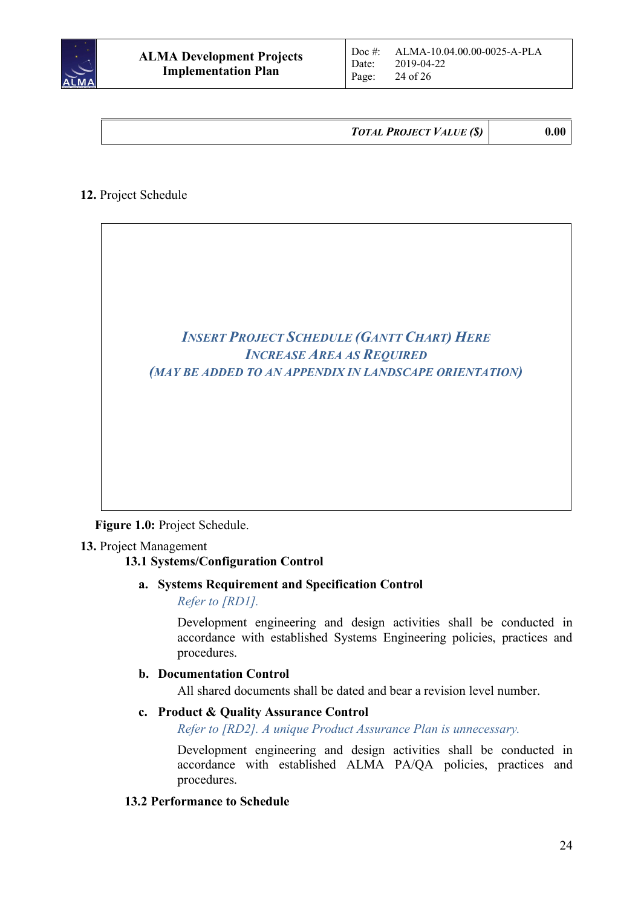| *TOTAL PROJECT VALUE ($)* | **0.00** |
|---|---|

**12.** Project Schedule

| *INSERT PROJECT SCHEDULE (GANTT CHART) HERE*<br>*INCREASE AREA AS REQUIRED*<br>*(MAY BE ADDED TO AN APPENDIX IN LANDSCAPE ORIENTATION)* |
|---|

**Figure 1.0:** Project Schedule.

**13.** Project Management

### 13.1 Systems/Configuration Control

**a. Systems Requirement and Specification Control**

*Refer to [RD1].*

Development engineering and design activities shall be conducted in accordance with established Systems Engineering policies, practices and procedures.

**b. Documentation Control**

All shared documents shall be dated and bear a revision level number.

**c. Product & Quality Assurance Control**

*Refer to [RD2]. A unique Product Assurance Plan is unnecessary.*

Development engineering and design activities shall be conducted in accordance with established ALMA PA/QA policies, practices and procedures.

### 13.2 Performance to Schedule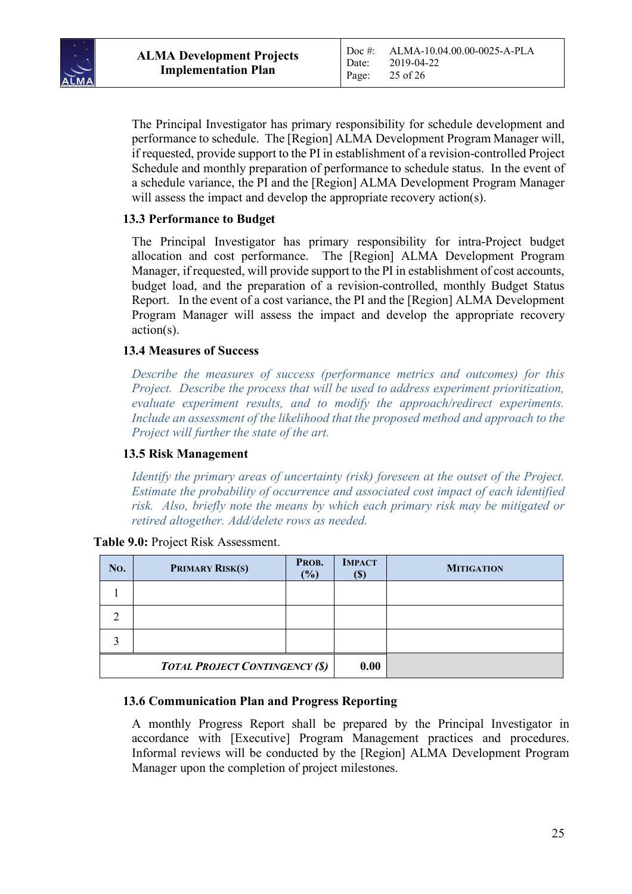The Principal Investigator has primary responsibility for schedule development and performance to schedule. The [Region] ALMA Development Program Manager will, if requested, provide support to the PI in establishment of a revision-controlled Project Schedule and monthly preparation of performance to schedule status. In the event of a schedule variance, the PI and the [Region] ALMA Development Program Manager will assess the impact and develop the appropriate recovery action(s).

### 13.3 Performance to Budget

The Principal Investigator has primary responsibility for intra-Project budget allocation and cost performance. The [Region] ALMA Development Program Manager, if requested, will provide support to the PI in establishment of cost accounts, budget load, and the preparation of a revision-controlled, monthly Budget Status Report. In the event of a cost variance, the PI and the [Region] ALMA Development Program Manager will assess the impact and develop the appropriate recovery action(s).

### 13.4 Measures of Success

*Describe the measures of success (performance metrics and outcomes) for this Project. Describe the process that will be used to address experiment prioritization, evaluate experiment results, and to modify the approach/redirect experiments. Include an assessment of the likelihood that the proposed method and approach to the Project will further the state of the art.*

### 13.5 Risk Management

*Identify the primary areas of uncertainty (risk) foreseen at the outset of the Project. Estimate the probability of occurrence and associated cost impact of each identified risk. Also, briefly note the means by which each primary risk may be mitigated or retired altogether. Add/delete rows as needed.*

**Table 9.0:** Project Risk Assessment.

| No. | Primary Risk(s) | Prob. (%) | Impact ($) | Mitigation |
|---|---|---|---|---|
| 1 | | | | |
| 2 | | | | |
| 3 | | | | |
| ***Total Project Contingency ($)*** | | | **0.00** | |

### 13.6 Communication Plan and Progress Reporting

A monthly Progress Report shall be prepared by the Principal Investigator in accordance with [Executive] Program Management practices and procedures. Informal reviews will be conducted by the [Region] ALMA Development Program Manager upon the completion of project milestones.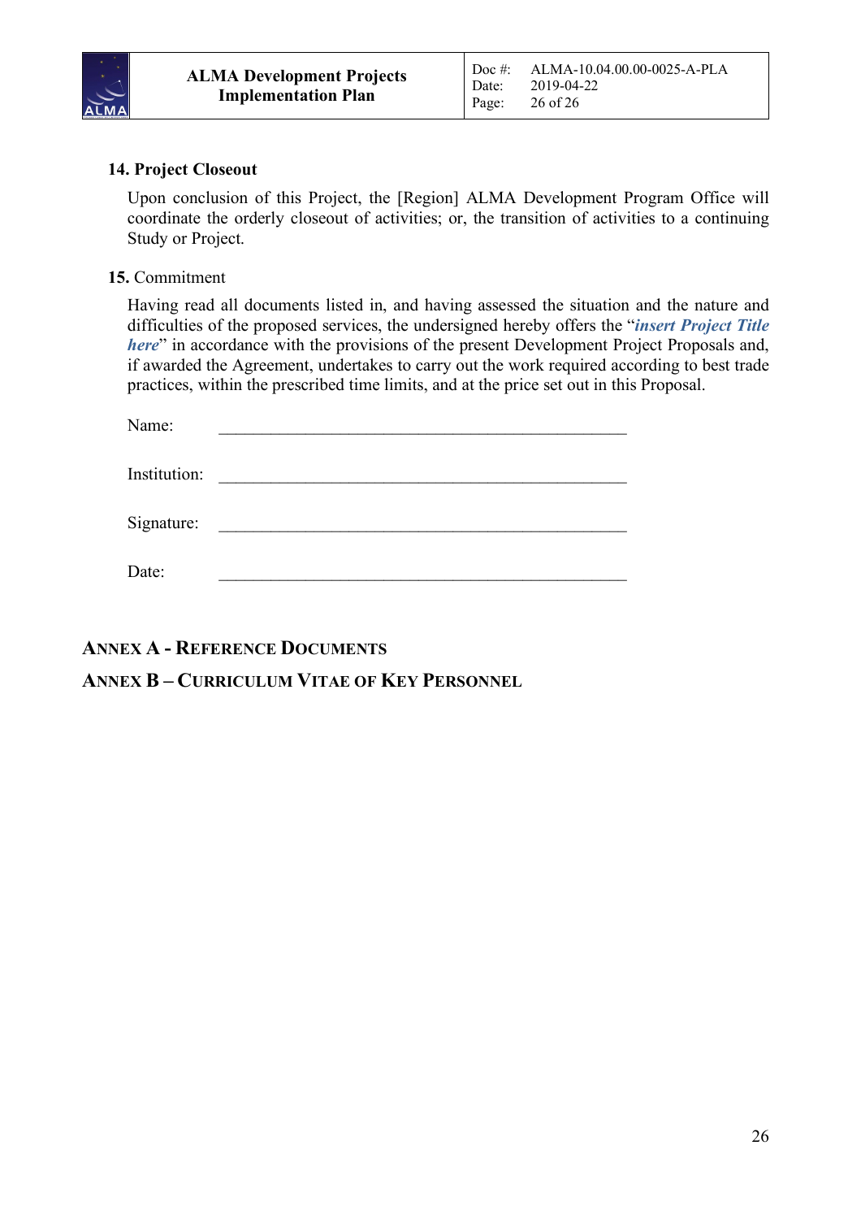### **14. Project Closeout**

Upon conclusion of this Project, the [Region] ALMA Development Program Office will coordinate the orderly closeout of activities; or, the transition of activities to a continuing Study or Project.

### **15.** Commitment

Having read all documents listed in, and having assessed the situation and the nature and difficulties of the proposed services, the undersigned hereby offers the "***insert Project Title here***" in accordance with the provisions of the present Development Project Proposals and, if awarded the Agreement, undertakes to carry out the work required according to best trade practices, within the prescribed time limits, and at the price set out in this Proposal.

Name: ________________________________________________

Institution: ________________________________________________

Signature: ________________________________________________

Date: ________________________________________________

## ANNEX A - REFERENCE DOCUMENTS

## ANNEX B – CURRICULUM VITAE OF KEY PERSONNEL